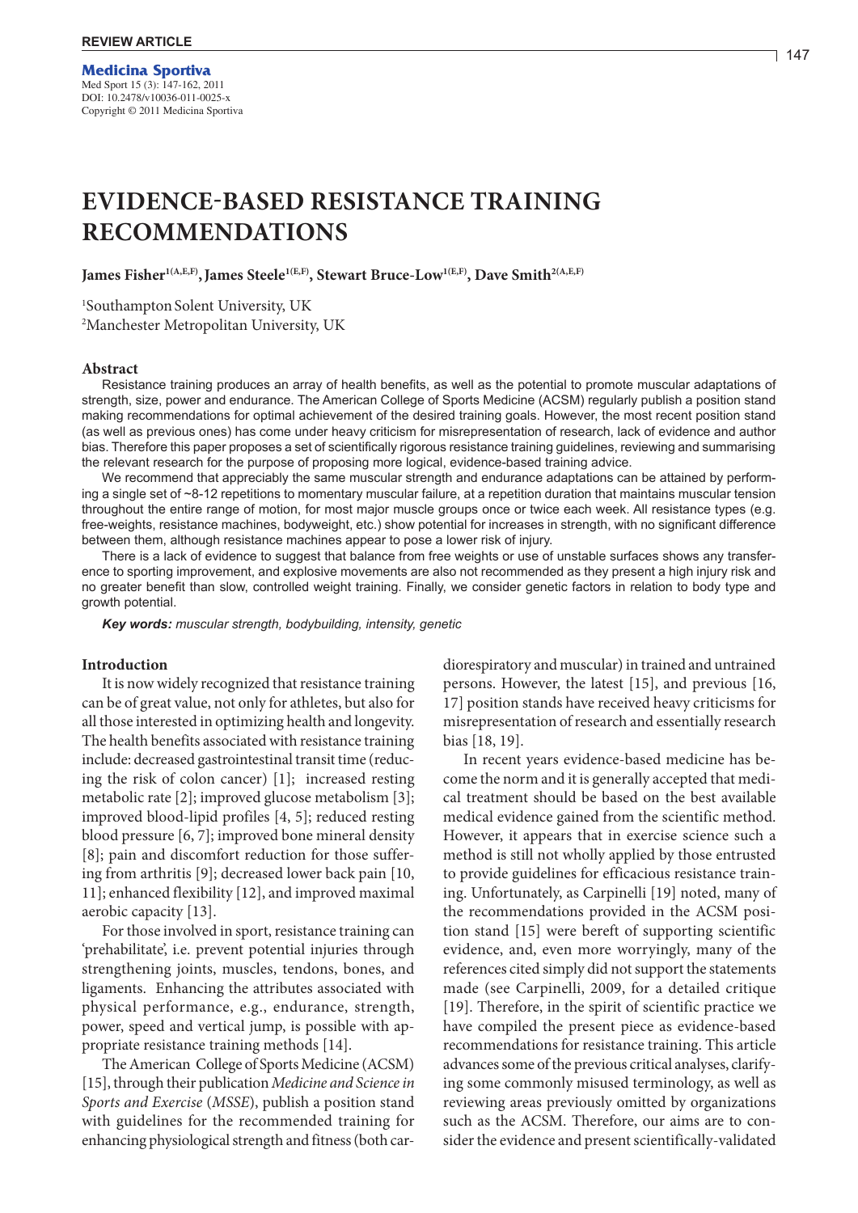REVIEW ARTICLE

**Medicina Sportiva**
Med Sport 15 (3): 147-162, 2011
DOI: 10.2478/v10036-011-0025-x
Copyright © 2011 Medicina Sportiva

# EVIDENCE-BASED RESISTANCE TRAINING RECOMMENDATIONS

**James Fisher[1(A,E,F)], James Steele[1(E,F)], Stewart Bruce-Low[1(E,F)], Dave Smith[2(A,E,F)]**

[1]Southampton Solent University, UK
[2]Manchester Metropolitan University, UK

## Abstract

Resistance training produces an array of health benefits, as well as the potential to promote muscular adaptations of strength, size, power and endurance. The American College of Sports Medicine (ACSM) regularly publish a position stand making recommendations for optimal achievement of the desired training goals. However, the most recent position stand (as well as previous ones) has come under heavy criticism for misrepresentation of research, lack of evidence and author bias. Therefore this paper proposes a set of scientifically rigorous resistance training guidelines, reviewing and summarising the relevant research for the purpose of proposing more logical, evidence-based training advice.

We recommend that appreciably the same muscular strength and endurance adaptations can be attained by performing a single set of ~8-12 repetitions to momentary muscular failure, at a repetition duration that maintains muscular tension throughout the entire range of motion, for most major muscle groups once or twice each week. All resistance types (e.g. free-weights, resistance machines, bodyweight, etc.) show potential for increases in strength, with no significant difference between them, although resistance machines appear to pose a lower risk of injury.

There is a lack of evidence to suggest that balance from free weights or use of unstable surfaces shows any transference to sporting improvement, and explosive movements are also not recommended as they present a high injury risk and no greater benefit than slow, controlled weight training. Finally, we consider genetic factors in relation to body type and growth potential.

***Key words:*** *muscular strength, bodybuilding, intensity, genetic*

## Introduction

It is now widely recognized that resistance training can be of great value, not only for athletes, but also for all those interested in optimizing health and longevity. The health benefits associated with resistance training include: decreased gastrointestinal transit time (reducing the risk of colon cancer) [1]; increased resting metabolic rate [2]; improved glucose metabolism [3]; improved blood-lipid profiles [4, 5]; reduced resting blood pressure [6, 7]; improved bone mineral density [8]; pain and discomfort reduction for those suffering from arthritis [9]; decreased lower back pain [10, 11]; enhanced flexibility [12], and improved maximal aerobic capacity [13].

For those involved in sport, resistance training can 'prehabilitate', i.e. prevent potential injuries through strengthening joints, muscles, tendons, bones, and ligaments. Enhancing the attributes associated with physical performance, e.g., endurance, strength, power, speed and vertical jump, is possible with appropriate resistance training methods [14].

The American College of Sports Medicine (ACSM) [15], through their publication *Medicine and Science in Sports and Exercise* (*MSSE*), publish a position stand with guidelines for the recommended training for enhancing physiological strength and fitness (both cardiorespiratory and muscular) in trained and untrained persons. However, the latest [15], and previous [16, 17] position stands have received heavy criticisms for misrepresentation of research and essentially research bias [18, 19].

In recent years evidence-based medicine has become the norm and it is generally accepted that medical treatment should be based on the best available medical evidence gained from the scientific method. However, it appears that in exercise science such a method is still not wholly applied by those entrusted to provide guidelines for efficacious resistance training. Unfortunately, as Carpinelli [19] noted, many of the recommendations provided in the ACSM position stand [15] were bereft of supporting scientific evidence, and, even more worryingly, many of the references cited simply did not support the statements made (see Carpinelli, 2009, for a detailed critique [19]. Therefore, in the spirit of scientific practice we have compiled the present piece as evidence-based recommendations for resistance training. This article advances some of the previous critical analyses, clarifying some commonly misused terminology, as well as reviewing areas previously omitted by organizations such as the ACSM. Therefore, our aims are to consider the evidence and present scientifically-validated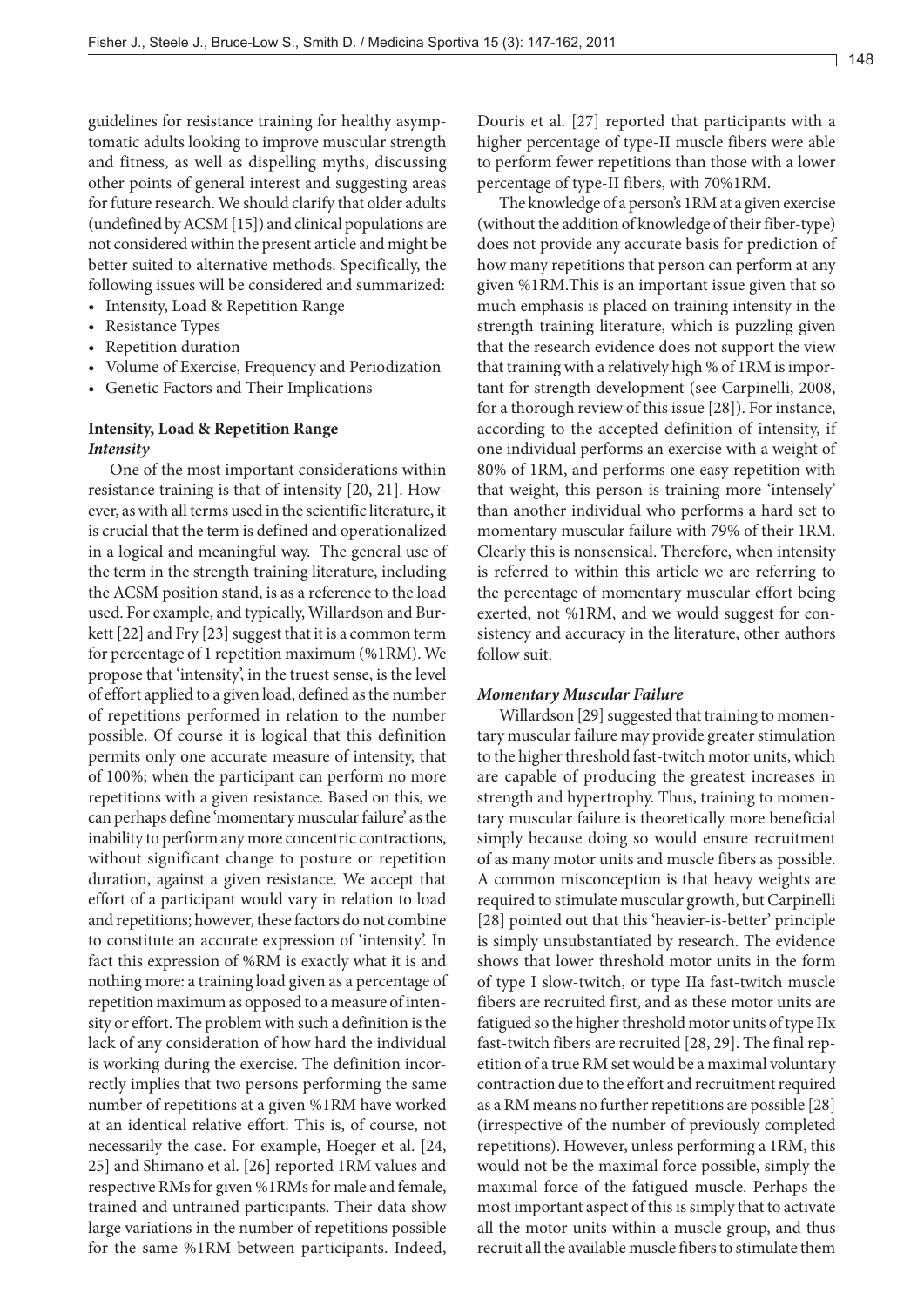guidelines for resistance training for healthy asymptomatic adults looking to improve muscular strength and fitness, as well as dispelling myths, discussing other points of general interest and suggesting areas for future research. We should clarify that older adults (undefined by ACSM [15]) and clinical populations are not considered within the present article and might be better suited to alternative methods. Specifically, the following issues will be considered and summarized:

- Intensity, Load & Repetition Range
- Resistance Types
- Repetition duration
- Volume of Exercise, Frequency and Periodization
- Genetic Factors and Their Implications

## Intensity, Load & Repetition Range

### *Intensity*

One of the most important considerations within resistance training is that of intensity [20, 21]. However, as with all terms used in the scientific literature, it is crucial that the term is defined and operationalized in a logical and meaningful way. The general use of the term in the strength training literature, including the ACSM position stand, is as a reference to the load used. For example, and typically, Willardson and Burkett [22] and Fry [23] suggest that it is a common term for percentage of 1 repetition maximum (%1RM). We propose that 'intensity', in the truest sense, is the level of effort applied to a given load, defined as the number of repetitions performed in relation to the number possible. Of course it is logical that this definition permits only one accurate measure of intensity, that of 100%; when the participant can perform no more repetitions with a given resistance. Based on this, we can perhaps define 'momentary muscular failure' as the inability to perform any more concentric contractions, without significant change to posture or repetition duration, against a given resistance. We accept that effort of a participant would vary in relation to load and repetitions; however, these factors do not combine to constitute an accurate expression of 'intensity'. In fact this expression of %RM is exactly what it is and nothing more: a training load given as a percentage of repetition maximum as opposed to a measure of intensity or effort. The problem with such a definition is the lack of any consideration of how hard the individual is working during the exercise. The definition incorrectly implies that two persons performing the same number of repetitions at a given %1RM have worked at an identical relative effort. This is, of course, not necessarily the case. For example, Hoeger et al. [24, 25] and Shimano et al. [26] reported 1RM values and respective RMs for given %1RMs for male and female, trained and untrained participants. Their data show large variations in the number of repetitions possible for the same %1RM between participants. Indeed, Douris et al. [27] reported that participants with a higher percentage of type-II muscle fibers were able to perform fewer repetitions than those with a lower percentage of type-II fibers, with 70%1RM.

The knowledge of a person's 1RM at a given exercise (without the addition of knowledge of their fiber-type) does not provide any accurate basis for prediction of how many repetitions that person can perform at any given %1RM.This is an important issue given that so much emphasis is placed on training intensity in the strength training literature, which is puzzling given that the research evidence does not support the view that training with a relatively high % of 1RM is important for strength development (see Carpinelli, 2008, for a thorough review of this issue [28]). For instance, according to the accepted definition of intensity, if one individual performs an exercise with a weight of 80% of 1RM, and performs one easy repetition with that weight, this person is training more 'intensely' than another individual who performs a hard set to momentary muscular failure with 79% of their 1RM. Clearly this is nonsensical. Therefore, when intensity is referred to within this article we are referring to the percentage of momentary muscular effort being exerted, not %1RM, and we would suggest for consistency and accuracy in the literature, other authors follow suit.

### *Momentary Muscular Failure*

Willardson [29] suggested that training to momentary muscular failure may provide greater stimulation to the higher threshold fast-twitch motor units, which are capable of producing the greatest increases in strength and hypertrophy. Thus, training to momentary muscular failure is theoretically more beneficial simply because doing so would ensure recruitment of as many motor units and muscle fibers as possible. A common misconception is that heavy weights are required to stimulate muscular growth, but Carpinelli [28] pointed out that this 'heavier-is-better' principle is simply unsubstantiated by research. The evidence shows that lower threshold motor units in the form of type I slow-twitch, or type IIa fast-twitch muscle fibers are recruited first, and as these motor units are fatigued so the higher threshold motor units of type IIx fast-twitch fibers are recruited [28, 29]. The final repetition of a true RM set would be a maximal voluntary contraction due to the effort and recruitment required as a RM means no further repetitions are possible [28] (irrespective of the number of previously completed repetitions). However, unless performing a 1RM, this would not be the maximal force possible, simply the maximal force of the fatigued muscle. Perhaps the most important aspect of this is simply that to activate all the motor units within a muscle group, and thus recruit all the available muscle fibers to stimulate them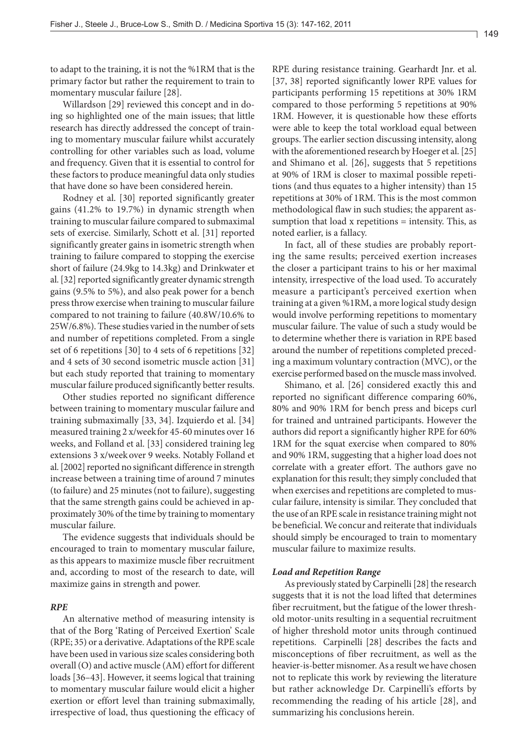to adapt to the training, it is not the %1RM that is the primary factor but rather the requirement to train to momentary muscular failure [28].

Willardson [29] reviewed this concept and in doing so highlighted one of the main issues; that little research has directly addressed the concept of training to momentary muscular failure whilst accurately controlling for other variables such as load, volume and frequency. Given that it is essential to control for these factors to produce meaningful data only studies that have done so have been considered herein.

Rodney et al. [30] reported significantly greater gains (41.2% to 19.7%) in dynamic strength when training to muscular failure compared to submaximal sets of exercise. Similarly, Schott et al. [31] reported significantly greater gains in isometric strength when training to failure compared to stopping the exercise short of failure (24.9kg to 14.3kg) and Drinkwater et al. [32] reported significantly greater dynamic strength gains (9.5% to 5%), and also peak power for a bench press throw exercise when training to muscular failure compared to not training to failure (40.8W/10.6% to 25W/6.8%). These studies varied in the number of sets and number of repetitions completed. From a single set of 6 repetitions [30] to 4 sets of 6 repetitions [32] and 4 sets of 30 second isometric muscle action [31] but each study reported that training to momentary muscular failure produced significantly better results.

Other studies reported no significant difference between training to momentary muscular failure and training submaximally [33, 34]. Izquierdo et al. [34] measured training 2 x/week for 45-60 minutes over 16 weeks, and Folland et al. [33] considered training leg extensions 3 x/week over 9 weeks. Notably Folland et al. [2002] reported no significant difference in strength increase between a training time of around 7 minutes (to failure) and 25 minutes (not to failure), suggesting that the same strength gains could be achieved in approximately 30% of the time by training to momentary muscular failure.

The evidence suggests that individuals should be encouraged to train to momentary muscular failure, as this appears to maximize muscle fiber recruitment and, according to most of the research to date, will maximize gains in strength and power.

### *RPE*

An alternative method of measuring intensity is that of the Borg 'Rating of Perceived Exertion' Scale (RPE; 35) or a derivative. Adaptations of the RPE scale have been used in various size scales considering both overall (O) and active muscle (AM) effort for different loads [36–43]. However, it seems logical that training to momentary muscular failure would elicit a higher exertion or effort level than training submaximally, irrespective of load, thus questioning the efficacy of RPE during resistance training. Gearhardt Jnr. et al. [37, 38] reported significantly lower RPE values for participants performing 15 repetitions at 30% 1RM compared to those performing 5 repetitions at 90% 1RM. However, it is questionable how these efforts were able to keep the total workload equal between groups. The earlier section discussing intensity, along with the aforementioned research by Hoeger et al. [25] and Shimano et al. [26], suggests that 5 repetitions at 90% of 1RM is closer to maximal possible repetitions (and thus equates to a higher intensity) than 15 repetitions at 30% of 1RM. This is the most common methodological flaw in such studies; the apparent assumption that load x repetitions = intensity. This, as noted earlier, is a fallacy.

In fact, all of these studies are probably reporting the same results; perceived exertion increases the closer a participant trains to his or her maximal intensity, irrespective of the load used. To accurately measure a participant's perceived exertion when training at a given %1RM, a more logical study design would involve performing repetitions to momentary muscular failure. The value of such a study would be to determine whether there is variation in RPE based around the number of repetitions completed preceding a maximum voluntary contraction (MVC), or the exercise performed based on the muscle mass involved.

Shimano, et al. [26] considered exactly this and reported no significant difference comparing 60%, 80% and 90% 1RM for bench press and biceps curl for trained and untrained participants. However the authors did report a significantly higher RPE for 60% 1RM for the squat exercise when compared to 80% and 90% 1RM, suggesting that a higher load does not correlate with a greater effort. The authors gave no explanation for this result; they simply concluded that when exercises and repetitions are completed to muscular failure, intensity is similar. They concluded that the use of an RPE scale in resistance training might not be beneficial. We concur and reiterate that individuals should simply be encouraged to train to momentary muscular failure to maximize results.

### *Load and Repetition Range*

As previously stated by Carpinelli [28] the research suggests that it is not the load lifted that determines fiber recruitment, but the fatigue of the lower threshold motor-units resulting in a sequential recruitment of higher threshold motor units through continued repetitions. Carpinelli [28] describes the facts and misconceptions of fiber recruitment, as well as the heavier-is-better misnomer. As a result we have chosen not to replicate this work by reviewing the literature but rather acknowledge Dr. Carpinelli's efforts by recommending the reading of his article [28], and summarizing his conclusions herein.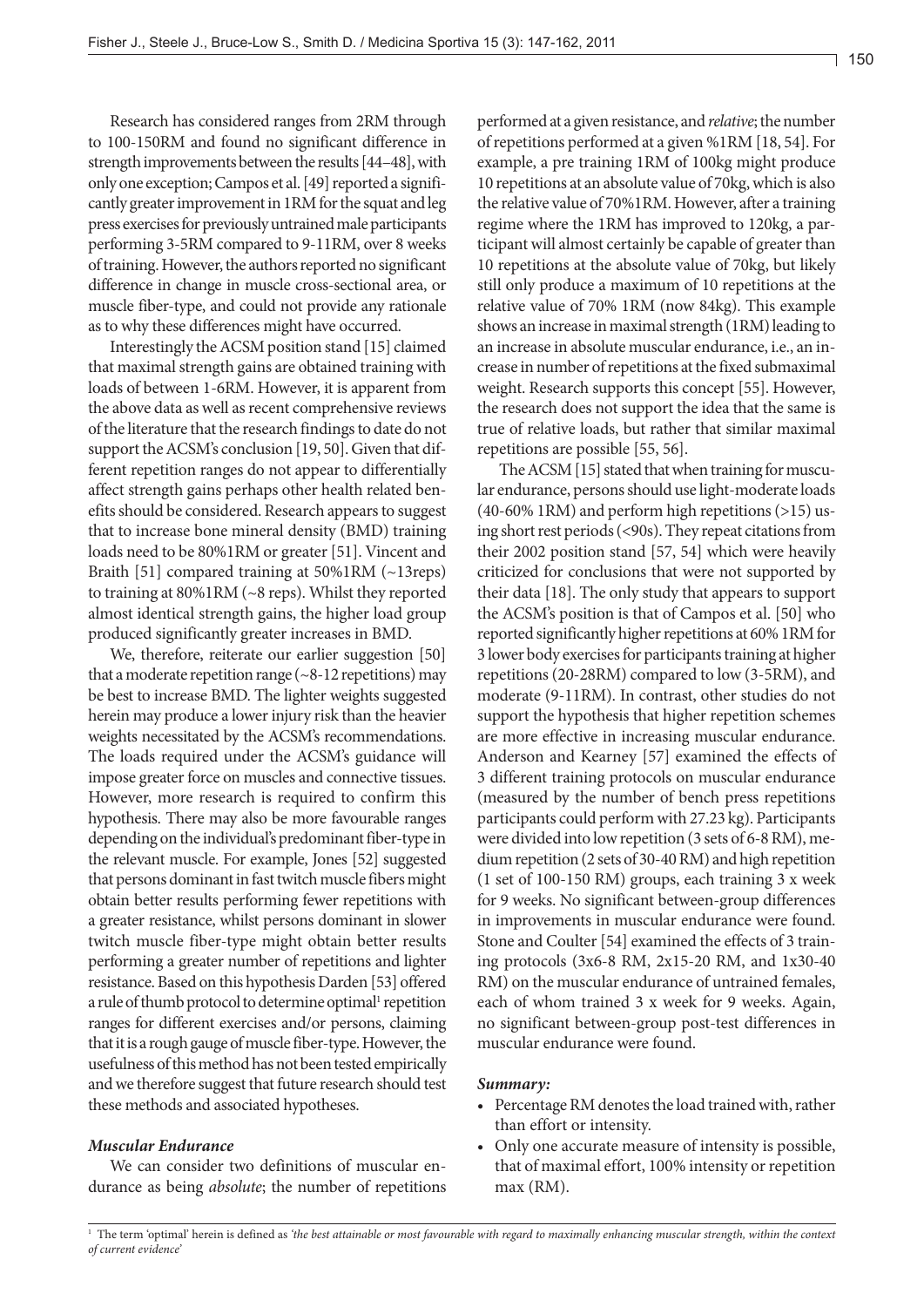Research has considered ranges from 2RM through to 100-150RM and found no significant difference in strength improvements between the results [44–48], with only one exception; Campos et al. [49] reported a significantly greater improvement in 1RM for the squat and leg press exercises for previously untrained male participants performing 3-5RM compared to 9-11RM, over 8 weeks of training. However, the authors reported no significant difference in change in muscle cross-sectional area, or muscle fiber-type, and could not provide any rationale as to why these differences might have occurred.

Interestingly the ACSM position stand [15] claimed that maximal strength gains are obtained training with loads of between 1-6RM. However, it is apparent from the above data as well as recent comprehensive reviews of the literature that the research findings to date do not support the ACSM's conclusion [19, 50]. Given that different repetition ranges do not appear to differentially affect strength gains perhaps other health related benefits should be considered. Research appears to suggest that to increase bone mineral density (BMD) training loads need to be 80%1RM or greater [51]. Vincent and Braith [51] compared training at 50%1RM (~13reps) to training at 80%1RM (~8 reps). Whilst they reported almost identical strength gains, the higher load group produced significantly greater increases in BMD.

We, therefore, reiterate our earlier suggestion [50] that a moderate repetition range (~8-12 repetitions) may be best to increase BMD. The lighter weights suggested herein may produce a lower injury risk than the heavier weights necessitated by the ACSM's recommendations. The loads required under the ACSM's guidance will impose greater force on muscles and connective tissues. However, more research is required to confirm this hypothesis. There may also be more favourable ranges depending on the individual's predominant fiber-type in the relevant muscle. For example, Jones [52] suggested that persons dominant in fast twitch muscle fibers might obtain better results performing fewer repetitions with a greater resistance, whilst persons dominant in slower twitch muscle fiber-type might obtain better results performing a greater number of repetitions and lighter resistance. Based on this hypothesis Darden [53] offered a rule of thumb protocol to determine optimal[1] repetition ranges for different exercises and/or persons, claiming that it is a rough gauge of muscle fiber-type. However, the usefulness of this method has not been tested empirically and we therefore suggest that future research should test these methods and associated hypotheses.

### *Muscular Endurance*

We can consider two definitions of muscular endurance as being *absolute*; the number of repetitions performed at a given resistance, and *relative*; the number of repetitions performed at a given %1RM [18, 54]. For example, a pre training 1RM of 100kg might produce 10 repetitions at an absolute value of 70kg, which is also the relative value of 70%1RM. However, after a training regime where the 1RM has improved to 120kg, a participant will almost certainly be capable of greater than 10 repetitions at the absolute value of 70kg, but likely still only produce a maximum of 10 repetitions at the relative value of 70% 1RM (now 84kg). This example shows an increase in maximal strength (1RM) leading to an increase in absolute muscular endurance, i.e., an increase in number of repetitions at the fixed submaximal weight. Research supports this concept [55]. However, the research does not support the idea that the same is true of relative loads, but rather that similar maximal repetitions are possible [55, 56].

The ACSM [15] stated that when training for muscular endurance, persons should use light-moderate loads (40-60% 1RM) and perform high repetitions (>15) using short rest periods (<90s). They repeat citations from their 2002 position stand [57, 54] which were heavily criticized for conclusions that were not supported by their data [18]. The only study that appears to support the ACSM's position is that of Campos et al. [50] who reported significantly higher repetitions at 60% 1RM for 3 lower body exercises for participants training at higher repetitions (20-28RM) compared to low (3-5RM), and moderate (9-11RM). In contrast, other studies do not support the hypothesis that higher repetition schemes are more effective in increasing muscular endurance. Anderson and Kearney [57] examined the effects of 3 different training protocols on muscular endurance (measured by the number of bench press repetitions participants could perform with 27.23 kg). Participants were divided into low repetition (3 sets of 6-8 RM), medium repetition (2 sets of 30-40 RM) and high repetition (1 set of 100-150 RM) groups, each training 3 x week for 9 weeks. No significant between-group differences in improvements in muscular endurance were found. Stone and Coulter [54] examined the effects of 3 training protocols (3x6-8 RM, 2x15-20 RM, and 1x30-40 RM) on the muscular endurance of untrained females, each of whom trained 3 x week for 9 weeks. Again, no significant between-group post-test differences in muscular endurance were found.

### *Summary:*

- Percentage RM denotes the load trained with, rather than effort or intensity.
- Only one accurate measure of intensity is possible, that of maximal effort, 100% intensity or repetition max (RM).

[1] The term 'optimal' herein is defined as *'the best attainable or most favourable with regard to maximally enhancing muscular strength, within the context of current evidence'*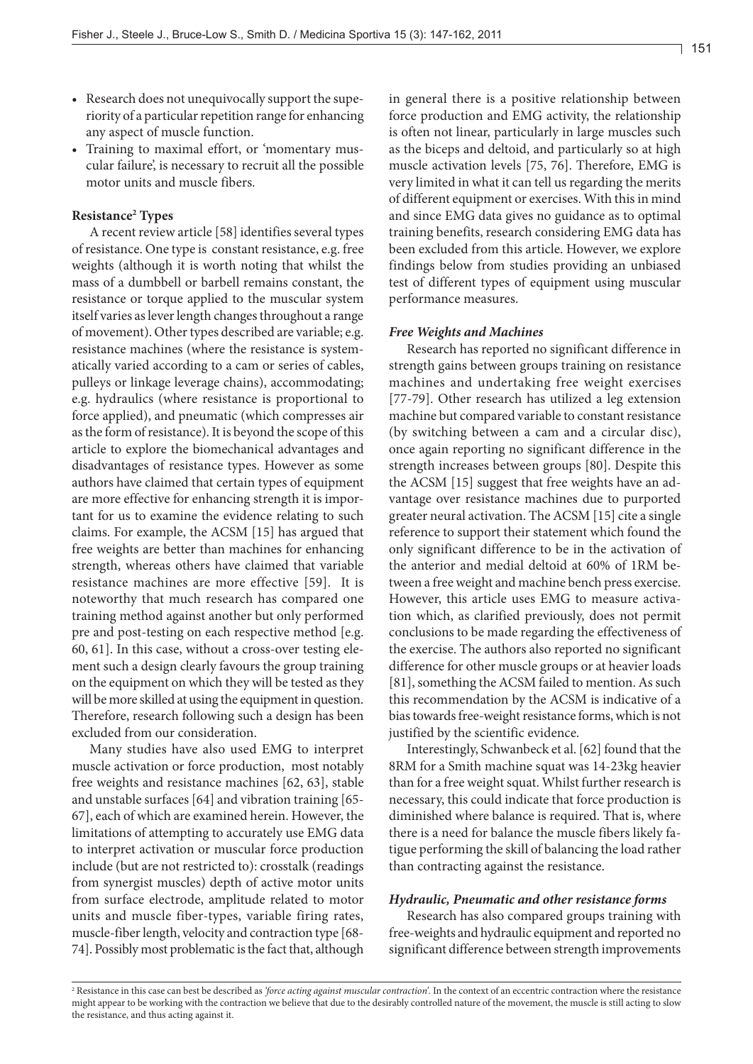- Research does not unequivocally support the superiority of a particular repetition range for enhancing any aspect of muscle function.
- Training to maximal effort, or 'momentary muscular failure', is necessary to recruit all the possible motor units and muscle fibers.

**Resistance[2] Types**

A recent review article [58] identifies several types of resistance. One type is constant resistance, e.g. free weights (although it is worth noting that whilst the mass of a dumbbell or barbell remains constant, the resistance or torque applied to the muscular system itself varies as lever length changes throughout a range of movement). Other types described are variable; e.g. resistance machines (where the resistance is systematically varied according to a cam or series of cables, pulleys or linkage leverage chains), accommodating; e.g. hydraulics (where resistance is proportional to force applied), and pneumatic (which compresses air as the form of resistance). It is beyond the scope of this article to explore the biomechanical advantages and disadvantages of resistance types. However as some authors have claimed that certain types of equipment are more effective for enhancing strength it is important for us to examine the evidence relating to such claims. For example, the ACSM [15] has argued that free weights are better than machines for enhancing strength, whereas others have claimed that variable resistance machines are more effective [59]. It is noteworthy that much research has compared one training method against another but only performed pre and post-testing on each respective method [e.g. 60, 61]. In this case, without a cross-over testing element such a design clearly favours the group training on the equipment on which they will be tested as they will be more skilled at using the equipment in question. Therefore, research following such a design has been excluded from our consideration.

Many studies have also used EMG to interpret muscle activation or force production, most notably free weights and resistance machines [62, 63], stable and unstable surfaces [64] and vibration training [65-67], each of which are examined herein. However, the limitations of attempting to accurately use EMG data to interpret activation or muscular force production include (but are not restricted to): crosstalk (readings from synergist muscles) depth of active motor units from surface electrode, amplitude related to motor units and muscle fiber-types, variable firing rates, muscle-fiber length, velocity and contraction type [68-74]. Possibly most problematic is the fact that, although in general there is a positive relationship between force production and EMG activity, the relationship is often not linear, particularly in large muscles such as the biceps and deltoid, and particularly so at high muscle activation levels [75, 76]. Therefore, EMG is very limited in what it can tell us regarding the merits of different equipment or exercises. With this in mind and since EMG data gives no guidance as to optimal training benefits, research considering EMG data has been excluded from this article. However, we explore findings below from studies providing an unbiased test of different types of equipment using muscular performance measures.

***Free Weights and Machines***

Research has reported no significant difference in strength gains between groups training on resistance machines and undertaking free weight exercises [77-79]. Other research has utilized a leg extension machine but compared variable to constant resistance (by switching between a cam and a circular disc), once again reporting no significant difference in the strength increases between groups [80]. Despite this the ACSM [15] suggest that free weights have an advantage over resistance machines due to purported greater neural activation. The ACSM [15] cite a single reference to support their statement which found the only significant difference to be in the activation of the anterior and medial deltoid at 60% of 1RM between a free weight and machine bench press exercise. However, this article uses EMG to measure activation which, as clarified previously, does not permit conclusions to be made regarding the effectiveness of the exercise. The authors also reported no significant difference for other muscle groups or at heavier loads [81], something the ACSM failed to mention. As such this recommendation by the ACSM is indicative of a bias towards free-weight resistance forms, which is not justified by the scientific evidence.

Interestingly, Schwanbeck et al. [62] found that the 8RM for a Smith machine squat was 14-23kg heavier than for a free weight squat. Whilst further research is necessary, this could indicate that force production is diminished where balance is required. That is, where there is a need for balance the muscle fibers likely fatigue performing the skill of balancing the load rather than contracting against the resistance.

***Hydraulic, Pneumatic and other resistance forms***

Research has also compared groups training with free-weights and hydraulic equipment and reported no significant difference between strength improvements

[2] Resistance in this case can best be described as *'force acting against muscular contraction'*. In the context of an eccentric contraction where the resistance might appear to be working with the contraction we believe that due to the desirably controlled nature of the movement, the muscle is still acting to slow the resistance, and thus acting against it.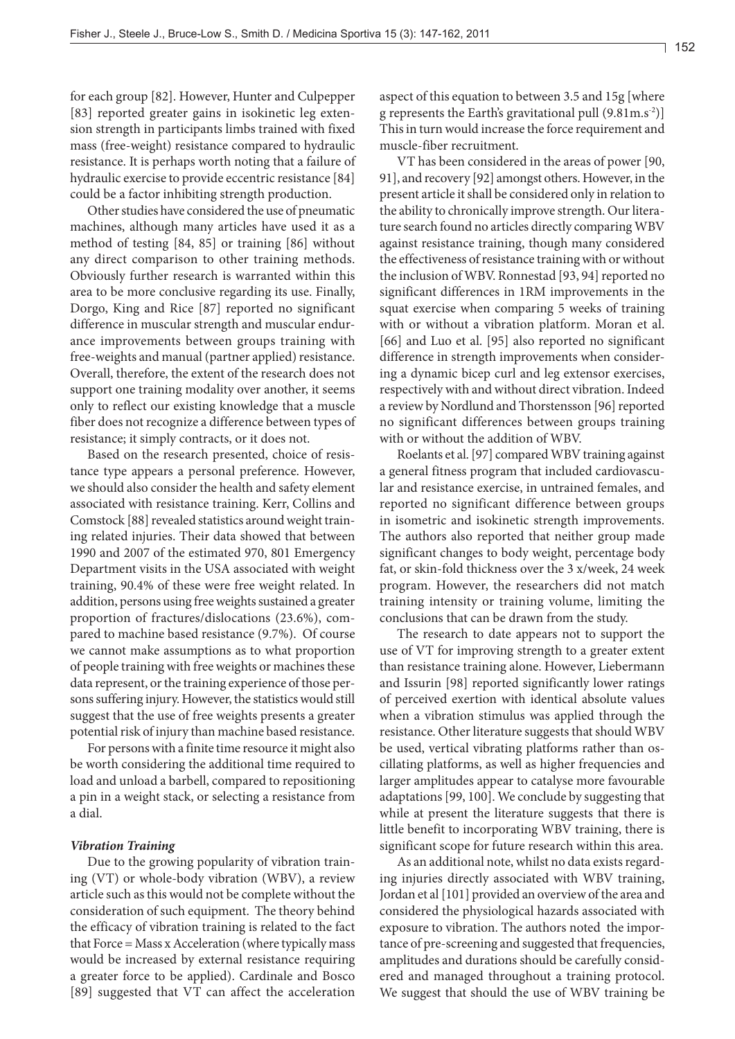for each group [82]. However, Hunter and Culpepper [83] reported greater gains in isokinetic leg extension strength in participants limbs trained with fixed mass (free-weight) resistance compared to hydraulic resistance. It is perhaps worth noting that a failure of hydraulic exercise to provide eccentric resistance [84] could be a factor inhibiting strength production.

Other studies have considered the use of pneumatic machines, although many articles have used it as a method of testing [84, 85] or training [86] without any direct comparison to other training methods. Obviously further research is warranted within this area to be more conclusive regarding its use. Finally, Dorgo, King and Rice [87] reported no significant difference in muscular strength and muscular endurance improvements between groups training with free-weights and manual (partner applied) resistance. Overall, therefore, the extent of the research does not support one training modality over another, it seems only to reflect our existing knowledge that a muscle fiber does not recognize a difference between types of resistance; it simply contracts, or it does not.

Based on the research presented, choice of resistance type appears a personal preference. However, we should also consider the health and safety element associated with resistance training. Kerr, Collins and Comstock [88] revealed statistics around weight training related injuries. Their data showed that between 1990 and 2007 of the estimated 970, 801 Emergency Department visits in the USA associated with weight training, 90.4% of these were free weight related. In addition, persons using free weights sustained a greater proportion of fractures/dislocations (23.6%), compared to machine based resistance (9.7%). Of course we cannot make assumptions as to what proportion of people training with free weights or machines these data represent, or the training experience of those persons suffering injury. However, the statistics would still suggest that the use of free weights presents a greater potential risk of injury than machine based resistance.

For persons with a finite time resource it might also be worth considering the additional time required to load and unload a barbell, compared to repositioning a pin in a weight stack, or selecting a resistance from a dial.

***Vibration Training***

Due to the growing popularity of vibration training (VT) or whole-body vibration (WBV), a review article such as this would not be complete without the consideration of such equipment. The theory behind the efficacy of vibration training is related to the fact that Force = Mass x Acceleration (where typically mass would be increased by external resistance requiring a greater force to be applied). Cardinale and Bosco [89] suggested that VT can affect the acceleration aspect of this equation to between 3.5 and 15g [where g represents the Earth's gravitational pull ($9.81 m.s^{-2}$)] This in turn would increase the force requirement and muscle-fiber recruitment.

VT has been considered in the areas of power [90, 91], and recovery [92] amongst others. However, in the present article it shall be considered only in relation to the ability to chronically improve strength. Our literature search found no articles directly comparing WBV against resistance training, though many considered the effectiveness of resistance training with or without the inclusion of WBV. Ronnestad [93, 94] reported no significant differences in 1RM improvements in the squat exercise when comparing 5 weeks of training with or without a vibration platform. Moran et al. [66] and Luo et al. [95] also reported no significant difference in strength improvements when considering a dynamic bicep curl and leg extensor exercises, respectively with and without direct vibration. Indeed a review by Nordlund and Thorstensson [96] reported no significant differences between groups training with or without the addition of WBV.

Roelants et al. [97] compared WBV training against a general fitness program that included cardiovascular and resistance exercise, in untrained females, and reported no significant difference between groups in isometric and isokinetic strength improvements. The authors also reported that neither group made significant changes to body weight, percentage body fat, or skin-fold thickness over the 3 x/week, 24 week program. However, the researchers did not match training intensity or training volume, limiting the conclusions that can be drawn from the study.

The research to date appears not to support the use of VT for improving strength to a greater extent than resistance training alone. However, Liebermann and Issurin [98] reported significantly lower ratings of perceived exertion with identical absolute values when a vibration stimulus was applied through the resistance. Other literature suggests that should WBV be used, vertical vibrating platforms rather than oscillating platforms, as well as higher frequencies and larger amplitudes appear to catalyse more favourable adaptations [99, 100]. We conclude by suggesting that while at present the literature suggests that there is little benefit to incorporating WBV training, there is significant scope for future research within this area.

As an additional note, whilst no data exists regarding injuries directly associated with WBV training, Jordan et al [101] provided an overview of the area and considered the physiological hazards associated with exposure to vibration. The authors noted the importance of pre-screening and suggested that frequencies, amplitudes and durations should be carefully considered and managed throughout a training protocol. We suggest that should the use of WBV training be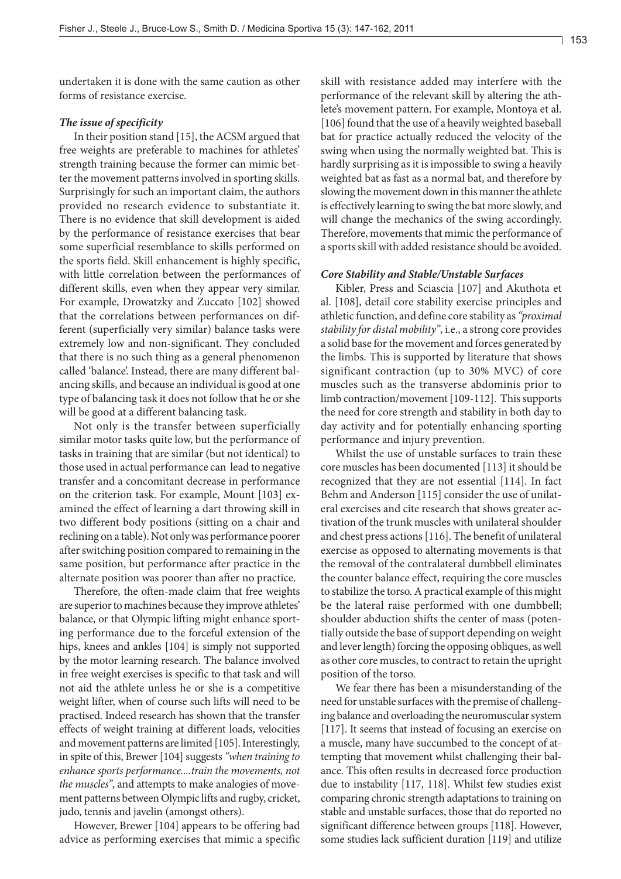undertaken it is done with the same caution as other forms of resistance exercise.

***The issue of specificity***

In their position stand [15], the ACSM argued that free weights are preferable to machines for athletes' strength training because the former can mimic better the movement patterns involved in sporting skills. Surprisingly for such an important claim, the authors provided no research evidence to substantiate it. There is no evidence that skill development is aided by the performance of resistance exercises that bear some superficial resemblance to skills performed on the sports field. Skill enhancement is highly specific, with little correlation between the performances of different skills, even when they appear very similar. For example, Drowatzky and Zuccato [102] showed that the correlations between performances on different (superficially very similar) balance tasks were extremely low and non-significant. They concluded that there is no such thing as a general phenomenon called 'balance'. Instead, there are many different balancing skills, and because an individual is good at one type of balancing task it does not follow that he or she will be good at a different balancing task.

Not only is the transfer between superficially similar motor tasks quite low, but the performance of tasks in training that are similar (but not identical) to those used in actual performance can lead to negative transfer and a concomitant decrease in performance on the criterion task. For example, Mount [103] examined the effect of learning a dart throwing skill in two different body positions (sitting on a chair and reclining on a table). Not only was performance poorer after switching position compared to remaining in the same position, but performance after practice in the alternate position was poorer than after no practice.

Therefore, the often-made claim that free weights are superior to machines because they improve athletes' balance, or that Olympic lifting might enhance sporting performance due to the forceful extension of the hips, knees and ankles [104] is simply not supported by the motor learning research. The balance involved in free weight exercises is specific to that task and will not aid the athlete unless he or she is a competitive weight lifter, when of course such lifts will need to be practised. Indeed research has shown that the transfer effects of weight training at different loads, velocities and movement patterns are limited [105]. Interestingly, in spite of this, Brewer [104] suggests *"when training to enhance sports performance....train the movements, not the muscles"*, and attempts to make analogies of movement patterns between Olympic lifts and rugby, cricket, judo, tennis and javelin (amongst others).

However, Brewer [104] appears to be offering bad advice as performing exercises that mimic a specific skill with resistance added may interfere with the performance of the relevant skill by altering the athlete's movement pattern. For example, Montoya et al. [106] found that the use of a heavily weighted baseball bat for practice actually reduced the velocity of the swing when using the normally weighted bat. This is hardly surprising as it is impossible to swing a heavily weighted bat as fast as a normal bat, and therefore by slowing the movement down in this manner the athlete is effectively learning to swing the bat more slowly, and will change the mechanics of the swing accordingly. Therefore, movements that mimic the performance of a sports skill with added resistance should be avoided.

***Core Stability and Stable/Unstable Surfaces***

Kibler, Press and Sciascia [107] and Akuthota et al. [108], detail core stability exercise principles and athletic function, and define core stability as *"proximal stability for distal mobility"*, i.e., a strong core provides a solid base for the movement and forces generated by the limbs. This is supported by literature that shows significant contraction (up to 30% MVC) of core muscles such as the transverse abdominis prior to limb contraction/movement [109-112]. This supports the need for core strength and stability in both day to day activity and for potentially enhancing sporting performance and injury prevention.

Whilst the use of unstable surfaces to train these core muscles has been documented [113] it should be recognized that they are not essential [114]. In fact Behm and Anderson [115] consider the use of unilateral exercises and cite research that shows greater activation of the trunk muscles with unilateral shoulder and chest press actions [116]. The benefit of unilateral exercise as opposed to alternating movements is that the removal of the contralateral dumbbell eliminates the counter balance effect, requiring the core muscles to stabilize the torso. A practical example of this might be the lateral raise performed with one dumbbell; shoulder abduction shifts the center of mass (potentially outside the base of support depending on weight and lever length) forcing the opposing obliques, as well as other core muscles, to contract to retain the upright position of the torso.

We fear there has been a misunderstanding of the need for unstable surfaces with the premise of challenging balance and overloading the neuromuscular system [117]. It seems that instead of focusing an exercise on a muscle, many have succumbed to the concept of attempting that movement whilst challenging their balance. This often results in decreased force production due to instability [117, 118]. Whilst few studies exist comparing chronic strength adaptations to training on stable and unstable surfaces, those that do reported no significant difference between groups [118]. However, some studies lack sufficient duration [119] and utilize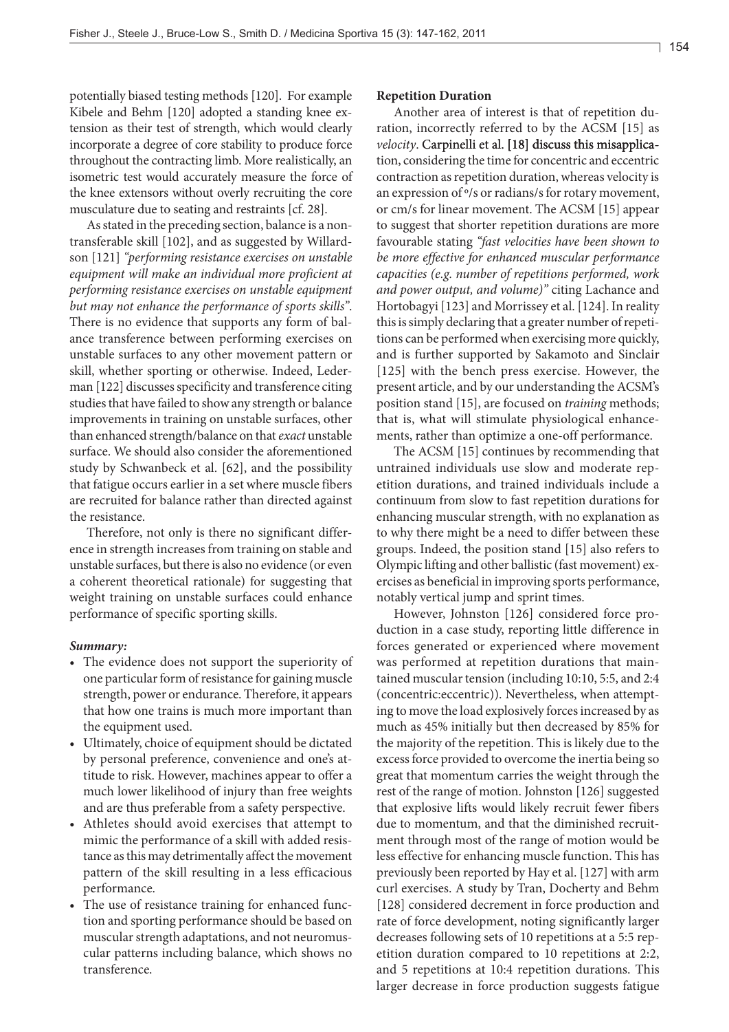potentially biased testing methods [120]. For example Kibele and Behm [120] adopted a standing knee extension as their test of strength, which would clearly incorporate a degree of core stability to produce force throughout the contracting limb. More realistically, an isometric test would accurately measure the force of the knee extensors without overly recruiting the core musculature due to seating and restraints [cf. 28].

As stated in the preceding section, balance is a non-transferable skill [102], and as suggested by Willardson [121] *"performing resistance exercises on unstable equipment will make an individual more proficient at performing resistance exercises on unstable equipment but may not enhance the performance of sports skills"*. There is no evidence that supports any form of balance transference between performing exercises on unstable surfaces to any other movement pattern or skill, whether sporting or otherwise. Indeed, Lederman [122] discusses specificity and transference citing studies that have failed to show any strength or balance improvements in training on unstable surfaces, other than enhanced strength/balance on that *exact* unstable surface. We should also consider the aforementioned study by Schwanbeck et al. [62], and the possibility that fatigue occurs earlier in a set where muscle fibers are recruited for balance rather than directed against the resistance.

Therefore, not only is there no significant difference in strength increases from training on stable and unstable surfaces, but there is also no evidence (or even a coherent theoretical rationale) for suggesting that weight training on unstable surfaces could enhance performance of specific sporting skills.

***Summary:***

- The evidence does not support the superiority of one particular form of resistance for gaining muscle strength, power or endurance. Therefore, it appears that how one trains is much more important than the equipment used.
- Ultimately, choice of equipment should be dictated by personal preference, convenience and one's attitude to risk. However, machines appear to offer a much lower likelihood of injury than free weights and are thus preferable from a safety perspective.
- Athletes should avoid exercises that attempt to mimic the performance of a skill with added resistance as this may detrimentally affect the movement pattern of the skill resulting in a less efficacious performance.
- The use of resistance training for enhanced function and sporting performance should be based on muscular strength adaptations, and not neuromuscular patterns including balance, which shows no transference.

**Repetition Duration**

Another area of interest is that of repetition duration, incorrectly referred to by the ACSM [15] as *velocity*. Carpinelli et al. [18] discuss this misapplication, considering the time for concentric and eccentric contraction as repetition duration, whereas velocity is an expression of °/s or radians/s for rotary movement, or cm/s for linear movement. The ACSM [15] appear to suggest that shorter repetition durations are more favourable stating *"fast velocities have been shown to be more effective for enhanced muscular performance capacities (e.g. number of repetitions performed, work and power output, and volume)"* citing Lachance and Hortobagyi [123] and Morrissey et al. [124]. In reality this is simply declaring that a greater number of repetitions can be performed when exercising more quickly, and is further supported by Sakamoto and Sinclair [125] with the bench press exercise. However, the present article, and by our understanding the ACSM's position stand [15], are focused on *training* methods; that is, what will stimulate physiological enhancements, rather than optimize a one-off performance.

The ACSM [15] continues by recommending that untrained individuals use slow and moderate repetition durations, and trained individuals include a continuum from slow to fast repetition durations for enhancing muscular strength, with no explanation as to why there might be a need to differ between these groups. Indeed, the position stand [15] also refers to Olympic lifting and other ballistic (fast movement) exercises as beneficial in improving sports performance, notably vertical jump and sprint times.

However, Johnston [126] considered force production in a case study, reporting little difference in forces generated or experienced where movement was performed at repetition durations that maintained muscular tension (including 10:10, 5:5, and 2:4 (concentric:eccentric)). Nevertheless, when attempting to move the load explosively forces increased by as much as 45% initially but then decreased by 85% for the majority of the repetition. This is likely due to the excess force provided to overcome the inertia being so great that momentum carries the weight through the rest of the range of motion. Johnston [126] suggested that explosive lifts would likely recruit fewer fibers due to momentum, and that the diminished recruitment through most of the range of motion would be less effective for enhancing muscle function. This has previously been reported by Hay et al. [127] with arm curl exercises. A study by Tran, Docherty and Behm [128] considered decrement in force production and rate of force development, noting significantly larger decreases following sets of 10 repetitions at a 5:5 repetition duration compared to 10 repetitions at 2:2, and 5 repetitions at 10:4 repetition durations. This larger decrease in force production suggests fatigue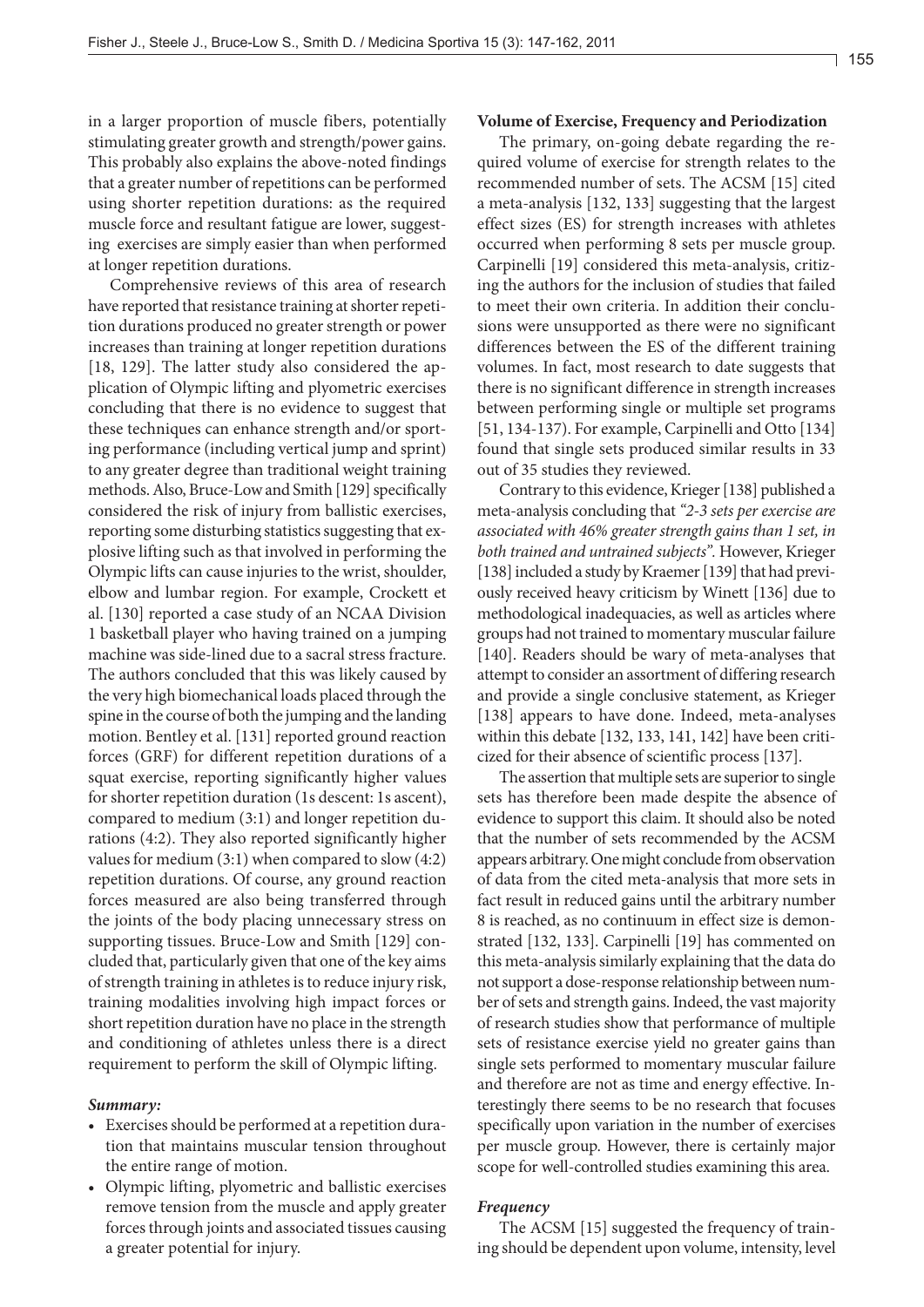in a larger proportion of muscle fibers, potentially stimulating greater growth and strength/power gains. This probably also explains the above-noted findings that a greater number of repetitions can be performed using shorter repetition durations: as the required muscle force and resultant fatigue are lower, suggesting exercises are simply easier than when performed at longer repetition durations.

Comprehensive reviews of this area of research have reported that resistance training at shorter repetition durations produced no greater strength or power increases than training at longer repetition durations [18, 129]. The latter study also considered the application of Olympic lifting and plyometric exercises concluding that there is no evidence to suggest that these techniques can enhance strength and/or sporting performance (including vertical jump and sprint) to any greater degree than traditional weight training methods. Also, Bruce-Low and Smith [129] specifically considered the risk of injury from ballistic exercises, reporting some disturbing statistics suggesting that explosive lifting such as that involved in performing the Olympic lifts can cause injuries to the wrist, shoulder, elbow and lumbar region. For example, Crockett et al. [130] reported a case study of an NCAA Division 1 basketball player who having trained on a jumping machine was side-lined due to a sacral stress fracture. The authors concluded that this was likely caused by the very high biomechanical loads placed through the spine in the course of both the jumping and the landing motion. Bentley et al. [131] reported ground reaction forces (GRF) for different repetition durations of a squat exercise, reporting significantly higher values for shorter repetition duration (1s descent: 1s ascent), compared to medium (3:1) and longer repetition durations (4:2). They also reported significantly higher values for medium (3:1) when compared to slow (4:2) repetition durations. Of course, any ground reaction forces measured are also being transferred through the joints of the body placing unnecessary stress on supporting tissues. Bruce-Low and Smith [129] concluded that, particularly given that one of the key aims of strength training in athletes is to reduce injury risk, training modalities involving high impact forces or short repetition duration have no place in the strength and conditioning of athletes unless there is a direct requirement to perform the skill of Olympic lifting.

***Summary:***

- Exercises should be performed at a repetition duration that maintains muscular tension throughout the entire range of motion.
- Olympic lifting, plyometric and ballistic exercises remove tension from the muscle and apply greater forces through joints and associated tissues causing a greater potential for injury.

**Volume of Exercise, Frequency and Periodization**

The primary, on-going debate regarding the required volume of exercise for strength relates to the recommended number of sets. The ACSM [15] cited a meta-analysis [132, 133] suggesting that the largest effect sizes (ES) for strength increases with athletes occurred when performing 8 sets per muscle group. Carpinelli [19] considered this meta-analysis, critizing the authors for the inclusion of studies that failed to meet their own criteria. In addition their conclusions were unsupported as there were no significant differences between the ES of the different training volumes. In fact, most research to date suggests that there is no significant difference in strength increases between performing single or multiple set programs [51, 134-137]. For example, Carpinelli and Otto [134] found that single sets produced similar results in 33 out of 35 studies they reviewed.

Contrary to this evidence, Krieger [138] published a meta-analysis concluding that *"2-3 sets per exercise are associated with 46% greater strength gains than 1 set, in both trained and untrained subjects".* However, Krieger [138] included a study by Kraemer [139] that had previously received heavy criticism by Winett [136] due to methodological inadequacies, as well as articles where groups had not trained to momentary muscular failure [140]. Readers should be wary of meta-analyses that attempt to consider an assortment of differing research and provide a single conclusive statement, as Krieger [138] appears to have done. Indeed, meta-analyses within this debate [132, 133, 141, 142] have been criticized for their absence of scientific process [137].

The assertion that multiple sets are superior to single sets has therefore been made despite the absence of evidence to support this claim. It should also be noted that the number of sets recommended by the ACSM appears arbitrary. One might conclude from observation of data from the cited meta-analysis that more sets in fact result in reduced gains until the arbitrary number 8 is reached, as no continuum in effect size is demonstrated [132, 133]. Carpinelli [19] has commented on this meta-analysis similarly explaining that the data do not support a dose-response relationship between number of sets and strength gains. Indeed, the vast majority of research studies show that performance of multiple sets of resistance exercise yield no greater gains than single sets performed to momentary muscular failure and therefore are not as time and energy effective. Interestingly there seems to be no research that focuses specifically upon variation in the number of exercises per muscle group. However, there is certainly major scope for well-controlled studies examining this area.

***Frequency***

The ACSM [15] suggested the frequency of training should be dependent upon volume, intensity, level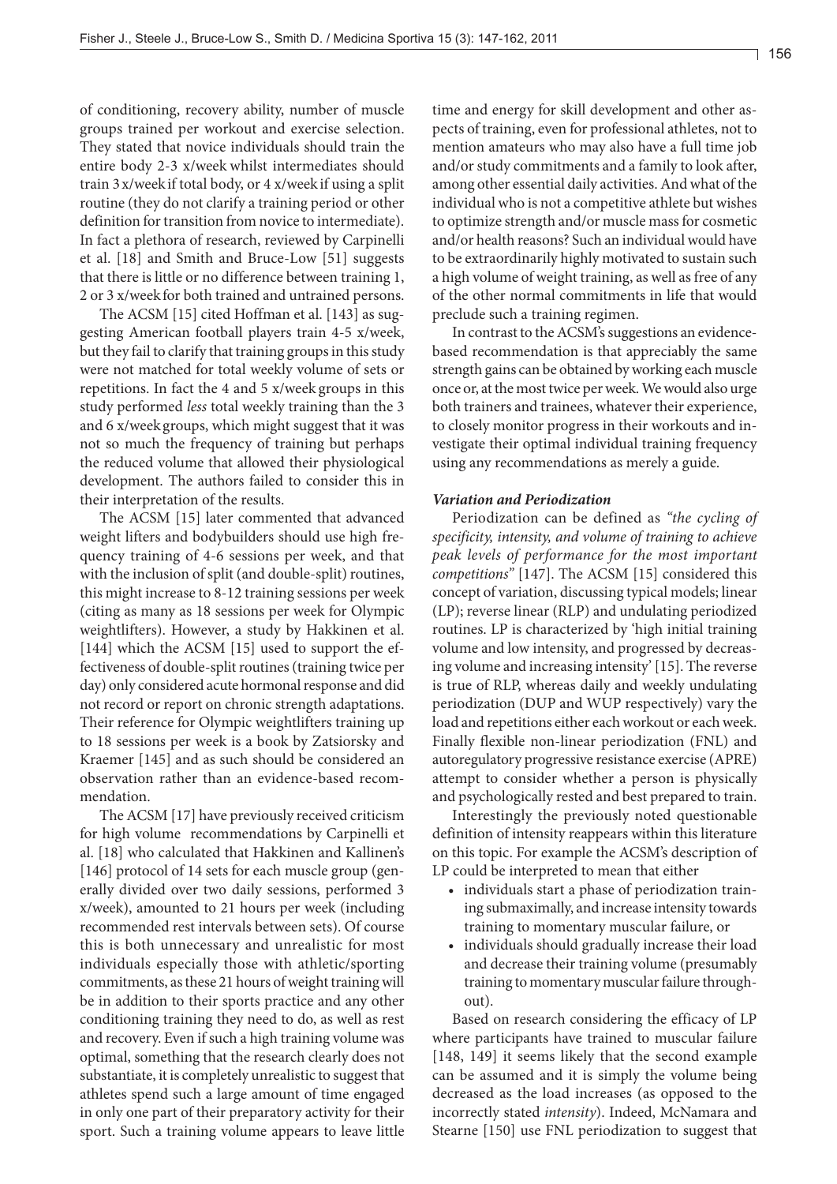of conditioning, recovery ability, number of muscle groups trained per workout and exercise selection. They stated that novice individuals should train the entire body 2-3 x/week whilst intermediates should train 3 x/week if total body, or 4 x/week if using a split routine (they do not clarify a training period or other definition for transition from novice to intermediate). In fact a plethora of research, reviewed by Carpinelli et al. [18] and Smith and Bruce-Low [51] suggests that there is little or no difference between training 1, 2 or 3 x/week for both trained and untrained persons.

The ACSM [15] cited Hoffman et al. [143] as suggesting American football players train 4-5 x/week, but they fail to clarify that training groups in this study were not matched for total weekly volume of sets or repetitions. In fact the 4 and 5 x/week groups in this study performed *less* total weekly training than the 3 and 6 x/week groups, which might suggest that it was not so much the frequency of training but perhaps the reduced volume that allowed their physiological development. The authors failed to consider this in their interpretation of the results.

The ACSM [15] later commented that advanced weight lifters and bodybuilders should use high frequency training of 4-6 sessions per week, and that with the inclusion of split (and double-split) routines, this might increase to 8-12 training sessions per week (citing as many as 18 sessions per week for Olympic weightlifters). However, a study by Hakkinen et al. [144] which the ACSM [15] used to support the effectiveness of double-split routines (training twice per day) only considered acute hormonal response and did not record or report on chronic strength adaptations. Their reference for Olympic weightlifters training up to 18 sessions per week is a book by Zatsiorsky and Kraemer [145] and as such should be considered an observation rather than an evidence-based recommendation.

The ACSM [17] have previously received criticism for high volume recommendations by Carpinelli et al. [18] who calculated that Hakkinen and Kallinen's [146] protocol of 14 sets for each muscle group (generally divided over two daily sessions, performed 3 x/week), amounted to 21 hours per week (including recommended rest intervals between sets). Of course this is both unnecessary and unrealistic for most individuals especially those with athletic/sporting commitments, as these 21 hours of weight training will be in addition to their sports practice and any other conditioning training they need to do, as well as rest and recovery. Even if such a high training volume was optimal, something that the research clearly does not substantiate, it is completely unrealistic to suggest that athletes spend such a large amount of time engaged in only one part of their preparatory activity for their sport. Such a training volume appears to leave little time and energy for skill development and other aspects of training, even for professional athletes, not to mention amateurs who may also have a full time job and/or study commitments and a family to look after, among other essential daily activities. And what of the individual who is not a competitive athlete but wishes to optimize strength and/or muscle mass for cosmetic and/or health reasons? Such an individual would have to be extraordinarily highly motivated to sustain such a high volume of weight training, as well as free of any of the other normal commitments in life that would preclude such a training regimen.

In contrast to the ACSM's suggestions an evidence-based recommendation is that appreciably the same strength gains can be obtained by working each muscle once or, at the most twice per week. We would also urge both trainers and trainees, whatever their experience, to closely monitor progress in their workouts and investigate their optimal individual training frequency using any recommendations as merely a guide.

***Variation and Periodization***

Periodization can be defined as *"the cycling of specificity, intensity, and volume of training to achieve peak levels of performance for the most important competitions"* [147]. The ACSM [15] considered this concept of variation, discussing typical models; linear (LP); reverse linear (RLP) and undulating periodized routines. LP is characterized by 'high initial training volume and low intensity, and progressed by decreasing volume and increasing intensity' [15]. The reverse is true of RLP, whereas daily and weekly undulating periodization (DUP and WUP respectively) vary the load and repetitions either each workout or each week. Finally flexible non-linear periodization (FNL) and autoregulatory progressive resistance exercise (APRE) attempt to consider whether a person is physically and psychologically rested and best prepared to train.

Interestingly the previously noted questionable definition of intensity reappears within this literature on this topic. For example the ACSM's description of LP could be interpreted to mean that either

- individuals start a phase of periodization training submaximally, and increase intensity towards training to momentary muscular failure, or
- individuals should gradually increase their load and decrease their training volume (presumably training to momentary muscular failure throughout).

Based on research considering the efficacy of LP where participants have trained to muscular failure [148, 149] it seems likely that the second example can be assumed and it is simply the volume being decreased as the load increases (as opposed to the incorrectly stated *intensity*). Indeed, McNamara and Stearne [150] use FNL periodization to suggest that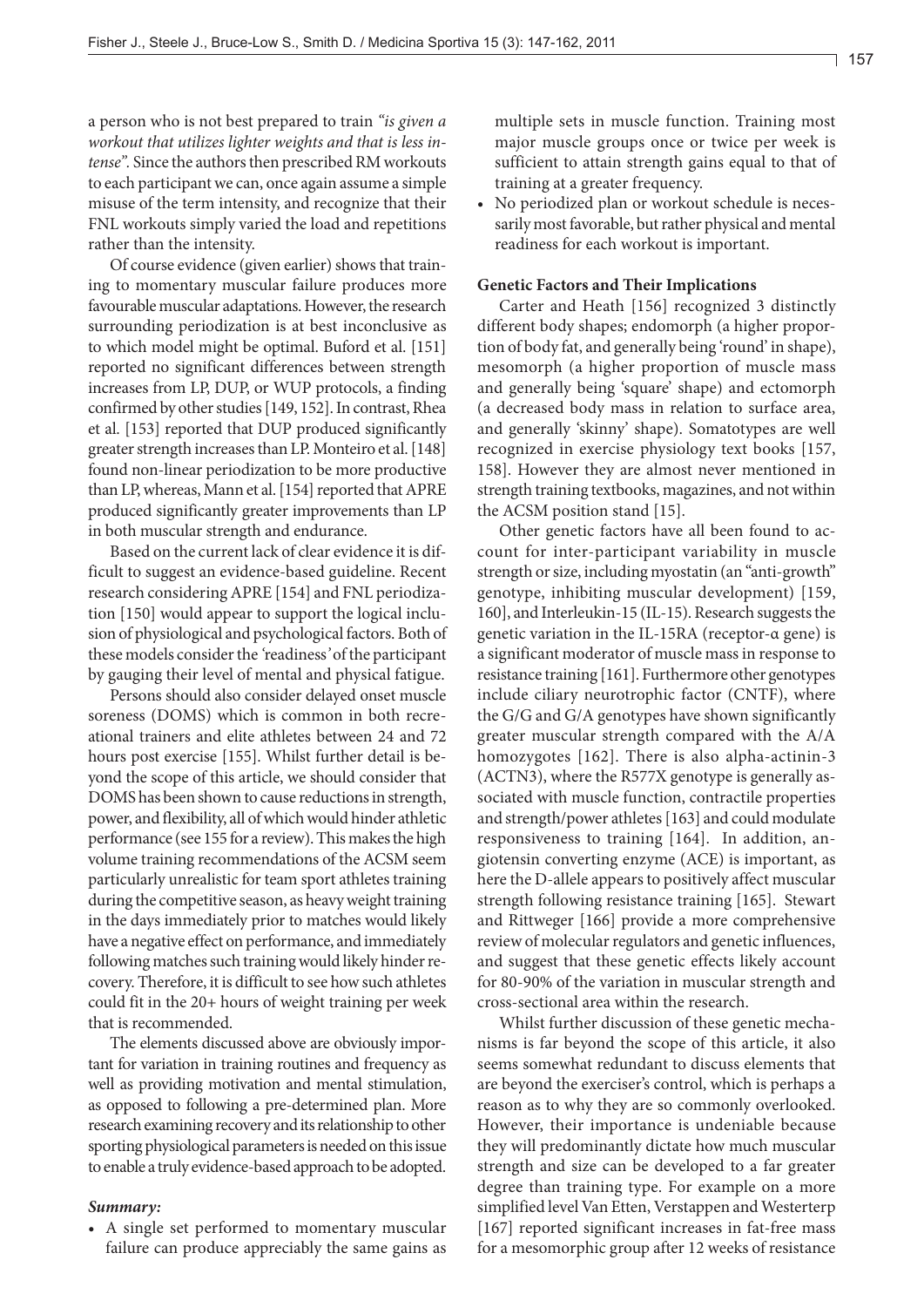a person who is not best prepared to train *"is given a workout that utilizes lighter weights and that is less intense"*. Since the authors then prescribed RM workouts to each participant we can, once again assume a simple misuse of the term intensity, and recognize that their FNL workouts simply varied the load and repetitions rather than the intensity.

Of course evidence (given earlier) shows that training to momentary muscular failure produces more favourable muscular adaptations. However, the research surrounding periodization is at best inconclusive as to which model might be optimal. Buford et al. [151] reported no significant differences between strength increases from LP, DUP, or WUP protocols, a finding confirmed by other studies [149, 152]. In contrast, Rhea et al. [153] reported that DUP produced significantly greater strength increases than LP. Monteiro et al. [148] found non-linear periodization to be more productive than LP, whereas, Mann et al. [154] reported that APRE produced significantly greater improvements than LP in both muscular strength and endurance.

Based on the current lack of clear evidence it is difficult to suggest an evidence-based guideline. Recent research considering APRE [154] and FNL periodization [150] would appear to support the logical inclusion of physiological and psychological factors. Both of these models consider the 'readiness' of the participant by gauging their level of mental and physical fatigue.

Persons should also consider delayed onset muscle soreness (DOMS) which is common in both recreational trainers and elite athletes between 24 and 72 hours post exercise [155]. Whilst further detail is beyond the scope of this article, we should consider that DOMS has been shown to cause reductions in strength, power, and flexibility, all of which would hinder athletic performance (see 155 for a review). This makes the high volume training recommendations of the ACSM seem particularly unrealistic for team sport athletes training during the competitive season, as heavy weight training in the days immediately prior to matches would likely have a negative effect on performance, and immediately following matches such training would likely hinder recovery. Therefore, it is difficult to see how such athletes could fit in the 20+ hours of weight training per week that is recommended.

The elements discussed above are obviously important for variation in training routines and frequency as well as providing motivation and mental stimulation, as opposed to following a pre-determined plan. More research examining recovery and its relationship to other sporting physiological parameters is needed on this issue to enable a truly evidence-based approach to be adopted.

***Summary:***

- A single set performed to momentary muscular failure can produce appreciably the same gains as multiple sets in muscle function. Training most major muscle groups once or twice per week is sufficient to attain strength gains equal to that of training at a greater frequency.
- No periodized plan or workout schedule is necessarily most favorable, but rather physical and mental readiness for each workout is important.

**Genetic Factors and Their Implications**

Carter and Heath [156] recognized 3 distinctly different body shapes; endomorph (a higher proportion of body fat, and generally being 'round' in shape), mesomorph (a higher proportion of muscle mass and generally being 'square' shape) and ectomorph (a decreased body mass in relation to surface area, and generally 'skinny' shape). Somatotypes are well recognized in exercise physiology text books [157, 158]. However they are almost never mentioned in strength training textbooks, magazines, and not within the ACSM position stand [15].

Other genetic factors have all been found to account for inter-participant variability in muscle strength or size, including myostatin (an "anti-growth" genotype, inhibiting muscular development) [159, 160], and Interleukin-15 (IL-15). Research suggests the genetic variation in the IL-15RA (receptor-α gene) is a significant moderator of muscle mass in response to resistance training [161]. Furthermore other genotypes include ciliary neurotrophic factor (CNTF), where the G/G and G/A genotypes have shown significantly greater muscular strength compared with the A/A homozygotes [162]. There is also alpha-actinin-3 (ACTN3), where the R577X genotype is generally associated with muscle function, contractile properties and strength/power athletes [163] and could modulate responsiveness to training [164]. In addition, angiotensin converting enzyme (ACE) is important, as here the D-allele appears to positively affect muscular strength following resistance training [165]. Stewart and Rittweger [166] provide a more comprehensive review of molecular regulators and genetic influences, and suggest that these genetic effects likely account for 80-90% of the variation in muscular strength and cross-sectional area within the research.

Whilst further discussion of these genetic mechanisms is far beyond the scope of this article, it also seems somewhat redundant to discuss elements that are beyond the exerciser's control, which is perhaps a reason as to why they are so commonly overlooked. However, their importance is undeniable because they will predominantly dictate how much muscular strength and size can be developed to a far greater degree than training type. For example on a more simplified level Van Etten, Verstappen and Westerterp [167] reported significant increases in fat-free mass for a mesomorphic group after 12 weeks of resistance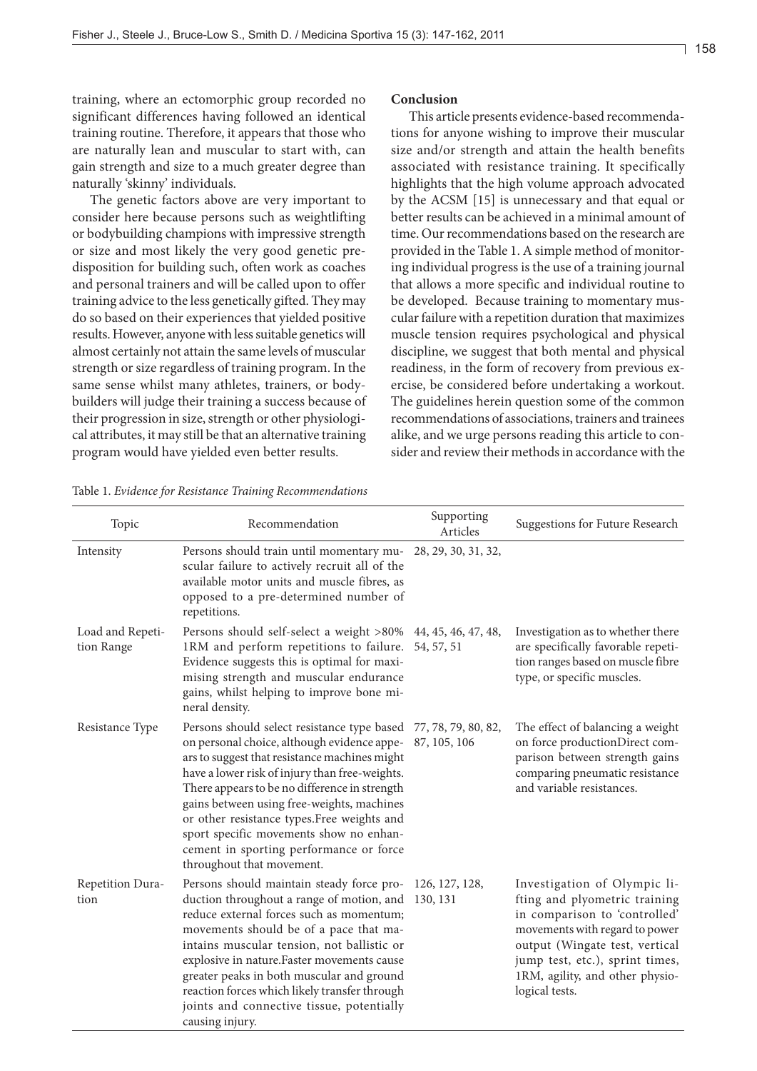training, where an ectomorphic group recorded no significant differences having followed an identical training routine. Therefore, it appears that those who are naturally lean and muscular to start with, can gain strength and size to a much greater degree than naturally 'skinny' individuals.

The genetic factors above are very important to consider here because persons such as weightlifting or bodybuilding champions with impressive strength or size and most likely the very good genetic predisposition for building such, often work as coaches and personal trainers and will be called upon to offer training advice to the less genetically gifted. They may do so based on their experiences that yielded positive results. However, anyone with less suitable genetics will almost certainly not attain the same levels of muscular strength or size regardless of training program. In the same sense whilst many athletes, trainers, or bodybuilders will judge their training a success because of their progression in size, strength or other physiological attributes, it may still be that an alternative training program would have yielded even better results.

**Conclusion**

This article presents evidence-based recommendations for anyone wishing to improve their muscular size and/or strength and attain the health benefits associated with resistance training. It specifically highlights that the high volume approach advocated by the ACSM [15] is unnecessary and that equal or better results can be achieved in a minimal amount of time. Our recommendations based on the research are provided in the Table 1. A simple method of monitoring individual progress is the use of a training journal that allows a more specific and individual routine to be developed. Because training to momentary muscular failure with a repetition duration that maximizes muscle tension requires psychological and physical discipline, we suggest that both mental and physical readiness, in the form of recovery from previous exercise, be considered before undertaking a workout. The guidelines herein question some of the common recommendations of associations, trainers and trainees alike, and we urge persons reading this article to consider and review their methods in accordance with the

Table 1. *Evidence for Resistance Training Recommendations*

| Topic | Recommendation | Supporting Articles | Suggestions for Future Research |
|---|---|---|---|
| Intensity | Persons should train until momentary muscular failure to actively recruit all of the available motor units and muscle fibres, as opposed to a pre-determined number of repetitions. | 28, 29, 30, 31, 32, | |
| Load and Repetition Range | Persons should self-select a weight >80% 1RM and perform repetitions to failure. Evidence suggests this is optimal for maximising strength and muscular endurance gains, whilst helping to improve bone mineral density. | 44, 45, 46, 47, 48, 54, 57, 51 | Investigation as to whether there are specifically favorable repetition ranges based on muscle fibre type, or specific muscles. |
| Resistance Type | Persons should select resistance type based on personal choice, although evidence appears to suggest that resistance machines might have a lower risk of injury than free-weights. There appears to be no difference in strength gains between using free-weights, machines or other resistance types.Free weights and sport specific movements show no enhancement in sporting performance or force throughout that movement. | 77, 78, 79, 80, 82, 87, 105, 106 | The effect of balancing a weight on force productionDirect comparison between strength gains comparing pneumatic resistance and variable resistances. |
| Repetition Duration | Persons should maintain steady force production throughout a range of motion, and reduce external forces such as momentum; movements should be of a pace that maintains muscular tension, not ballistic or explosive in nature.Faster movements cause greater peaks in both muscular and ground reaction forces which likely transfer through joints and connective tissue, potentially causing injury. | 126, 127, 128, 130, 131 | Investigation of Olympic lifting and plyometric training in comparison to 'controlled' movements with regard to power output (Wingate test, vertical jump test, etc.), sprint times, 1RM, agility, and other physiological tests. |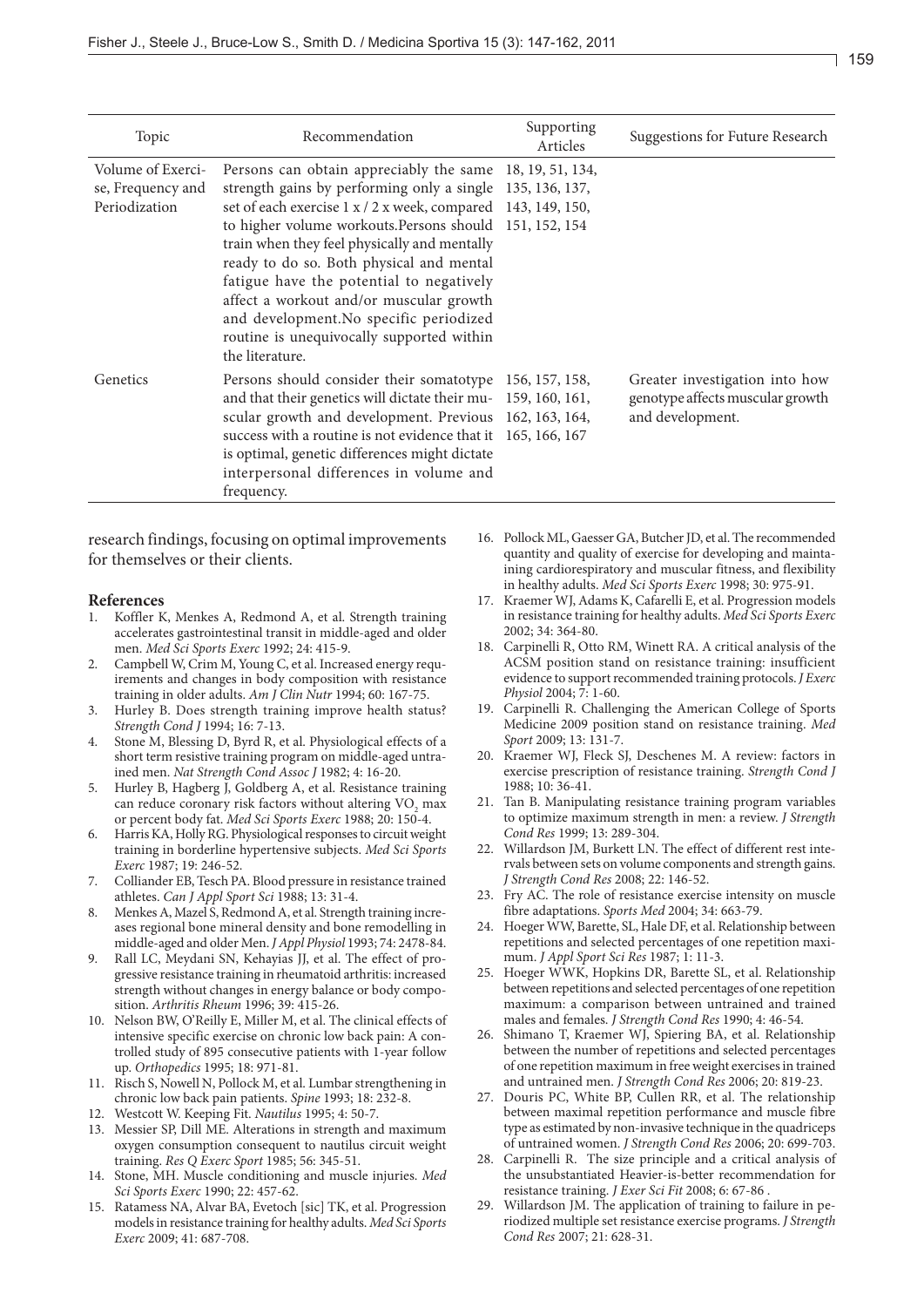| Topic | Recommendation | Supporting Articles | Suggestions for Future Research |
|---|---|---|---|
| Volume of Exercise, Frequency and Periodization | Persons can obtain appreciably the same strength gains by performing only a single set of each exercise 1 x / 2 x week, compared to higher volume workouts.Persons should train when they feel physically and mentally ready to do so. Both physical and mental fatigue have the potential to negatively affect a workout and/or muscular growth and development.No specific periodized routine is unequivocally supported within the literature. | 18, 19, 51, 134, 135, 136, 137, 143, 149, 150, 151, 152, 154 | |
| Genetics | Persons should consider their somatotype and that their genetics will dictate their muscular growth and development. Previous success with a routine is not evidence that it is optimal, genetic differences might dictate interpersonal differences in volume and frequency. | 156, 157, 158, 159, 160, 161, 162, 163, 164, 165, 166, 167 | Greater investigation into how genotype affects muscular growth and development. |

research findings, focusing on optimal improvements for themselves or their clients.

## References

1. Koffler K, Menkes A, Redmond A, et al. Strength training accelerates gastrointestinal transit in middle-aged and older men. *Med Sci Sports Exerc* 1992; 24: 415-9.
2. Campbell W, Crim M, Young C, et al. Increased energy requirements and changes in body composition with resistance training in older adults. *Am J Clin Nutr* 1994; 60: 167-75.
3. Hurley B. Does strength training improve health status? *Strength Cond J* 1994; 16: 7-13.
4. Stone M, Blessing D, Byrd R, et al. Physiological effects of a short term resistive training program on middle-aged untrained men. *Nat Strength Cond Assoc J* 1982; 4: 16-20.
5. Hurley B, Hagberg J, Goldberg A, et al. Resistance training can reduce coronary risk factors without altering $VO_2$ max or percent body fat. *Med Sci Sports Exerc* 1988; 20: 150-4.
6. Harris KA, Holly RG. Physiological responses to circuit weight training in borderline hypertensive subjects. *Med Sci Sports Exerc* 1987; 19: 246-52.
7. Colliander EB, Tesch PA. Blood pressure in resistance trained athletes. *Can J Appl Sport Sci* 1988; 13: 31-4.
8. Menkes A, Mazel S, Redmond A, et al. Strength training increases regional bone mineral density and bone remodelling in middle-aged and older Men. *J Appl Physiol* 1993; 74: 2478-84.
9. Rall LC, Meydani SN, Kehayias JJ, et al. The effect of progressive resistance training in rheumatoid arthritis: increased strength without changes in energy balance or body composition. *Arthritis Rheum* 1996; 39: 415-26.
10. Nelson BW, O'Reilly E, Miller M, et al. The clinical effects of intensive specific exercise on chronic low back pain: A controlled study of 895 consecutive patients with 1-year follow up. *Orthopedics* 1995; 18: 971-81.
11. Risch S, Nowell N, Pollock M, et al. Lumbar strengthening in chronic low back pain patients. *Spine* 1993; 18: 232-8.
12. Westcott W. Keeping Fit. *Nautilus* 1995; 4: 50-7.
13. Messier SP, Dill ME. Alterations in strength and maximum oxygen consumption consequent to nautilus circuit weight training. *Res Q Exerc Sport* 1985; 56: 345-51.
14. Stone, MH. Muscle conditioning and muscle injuries. *Med Sci Sports Exerc* 1990; 22: 457-62.
15. Ratamess NA, Alvar BA, Evetoch [sic] TK, et al. Progression models in resistance training for healthy adults. *Med Sci Sports Exerc* 2009; 41: 687-708.
16. Pollock ML, Gaesser GA, Butcher JD, et al. The recommended quantity and quality of exercise for developing and maintaining cardiorespiratory and muscular fitness, and flexibility in healthy adults. *Med Sci Sports Exerc* 1998; 30: 975-91.
17. Kraemer WJ, Adams K, Cafarelli E, et al. Progression models in resistance training for healthy adults. *Med Sci Sports Exerc* 2002; 34: 364-80.
18. Carpinelli R, Otto RM, Winett RA. A critical analysis of the ACSM position stand on resistance training: insufficient evidence to support recommended training protocols. *J Exerc Physiol* 2004; 7: 1-60.
19. Carpinelli R. Challenging the American College of Sports Medicine 2009 position stand on resistance training. *Med Sport* 2009; 13: 131-7.
20. Kraemer WJ, Fleck SJ, Deschenes M. A review: factors in exercise prescription of resistance training. *Strength Cond J* 1988; 10: 36-41.
21. Tan B. Manipulating resistance training program variables to optimize maximum strength in men: a review. *J Strength Cond Res* 1999; 13: 289-304.
22. Willardson JM, Burkett LN. The effect of different rest intervals between sets on volume components and strength gains. *J Strength Cond Res* 2008; 22: 146-52.
23. Fry AC. The role of resistance exercise intensity on muscle fibre adaptations. *Sports Med* 2004; 34: 663-79.
24. Hoeger WW, Barette, SL, Hale DF, et al. Relationship between repetitions and selected percentages of one repetition maximum. *J Appl Sport Sci Res* 1987; 1: 11-3.
25. Hoeger WWK, Hopkins DR, Barette SL, et al. Relationship between repetitions and selected percentages of one repetition maximum: a comparison between untrained and trained males and females. *J Strength Cond Res* 1990; 4: 46-54.
26. Shimano T, Kraemer WJ, Spiering BA, et al. Relationship between the number of repetitions and selected percentages of one repetition maximum in free weight exercises in trained and untrained men. *J Strength Cond Res* 2006; 20: 819-23.
27. Douris PC, White BP, Cullen RR, et al. The relationship between maximal repetition performance and muscle fibre type as estimated by non-invasive technique in the quadriceps of untrained women. *J Strength Cond Res* 2006; 20: 699-703.
28. Carpinelli R. The size principle and a critical analysis of the unsubstantiated Heavier-is-better recommendation for resistance training. *J Exer Sci Fit* 2008; 6: 67-86 .
29. Willardson JM. The application of training to failure in periodized multiple set resistance exercise programs. *J Strength Cond Res* 2007; 21: 628-31.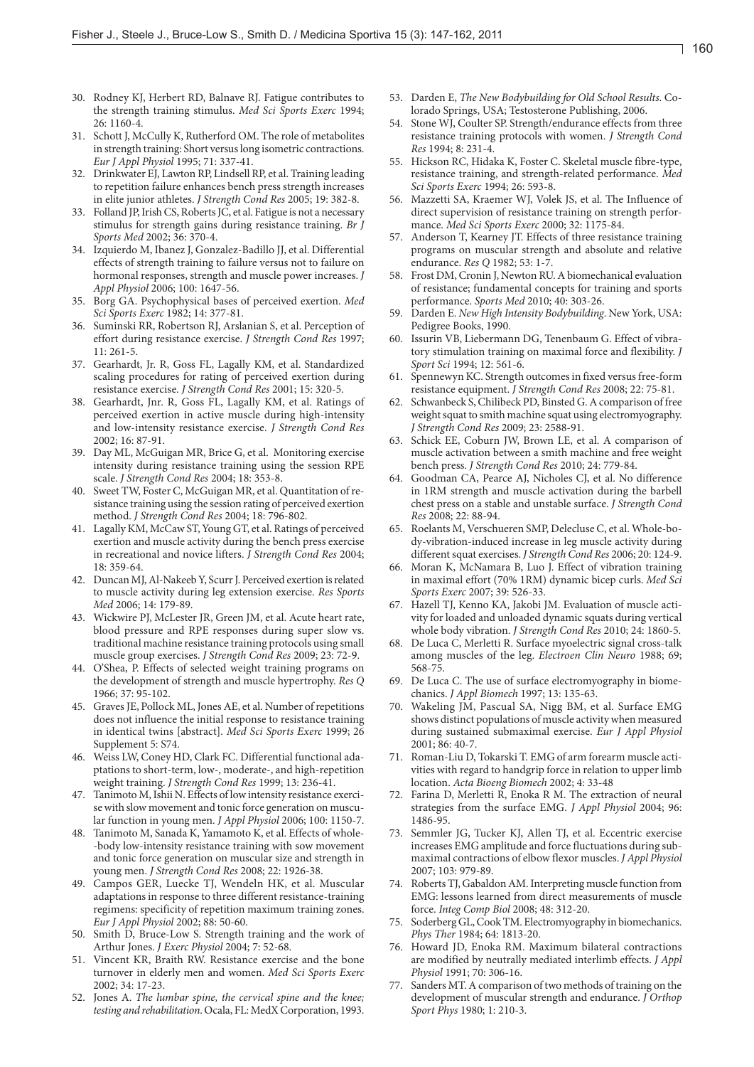30. Rodney KJ, Herbert RD, Balnave RJ. Fatigue contributes to the strength training stimulus. *Med Sci Sports Exerc* 1994; 26: 1160-4.
31. Schott J, McCully K, Rutherford OM. The role of metabolites in strength training: Short versus long isometric contractions. *Eur J Appl Physiol* 1995; 71: 337-41.
32. Drinkwater EJ, Lawton RP, Lindsell RP, et al. Training leading to repetition failure enhances bench press strength increases in elite junior athletes. *J Strength Cond Res* 2005; 19: 382-8.
33. Folland JP, Irish CS, Roberts JC, et al. Fatigue is not a necessary stimulus for strength gains during resistance training. *Br J Sports Med* 2002; 36: 370-4.
34. Izquierdo M, Ibanez J, Gonzalez-Badillo JJ, et al. Differential effects of strength training to failure versus not to failure on hormonal responses, strength and muscle power increases. *J Appl Physiol* 2006; 100: 1647-56.
35. Borg GA. Psychophysical bases of perceived exertion. *Med Sci Sports Exerc* 1982; 14: 377-81.
36. Suminski RR, Robertson RJ, Arslanian S, et al. Perception of effort during resistance exercise. *J Strength Cond Res* 1997; 11: 261-5.
37. Gearhardt, Jr. R, Goss FL, Lagally KM, et al. Standardized scaling procedures for rating of perceived exertion during resistance exercise. *J Strength Cond Res* 2001; 15: 320-5.
38. Gearhardt, Jnr. R, Goss FL, Lagally KM, et al. Ratings of perceived exertion in active muscle during high-intensity and low-intensity resistance exercise. *J Strength Cond Res* 2002; 16: 87-91.
39. Day ML, McGuigan MR, Brice G, et al. Monitoring exercise intensity during resistance training using the session RPE scale. *J Strength Cond Res* 2004; 18: 353-8.
40. Sweet TW, Foster C, McGuigan MR, et al. Quantitation of resistance training using the session rating of perceived exertion method. *J Strength Cond Res* 2004; 18: 796-802.
41. Lagally KM, McCaw ST, Young GT, et al. Ratings of perceived exertion and muscle activity during the bench press exercise in recreational and novice lifters. *J Strength Cond Res* 2004; 18: 359-64.
42. Duncan MJ, Al-Nakeeb Y, Scurr J. Perceived exertion is related to muscle activity during leg extension exercise. *Res Sports Med* 2006; 14: 179-89.
43. Wickwire PJ, McLester JR, Green JM, et al. Acute heart rate, blood pressure and RPE responses during super slow vs. traditional machine resistance training protocols using small muscle group exercises. *J Strength Cond Res* 2009; 23: 72-9.
44. O'Shea, P. Effects of selected weight training programs on the development of strength and muscle hypertrophy. *Res Q* 1966; 37: 95-102.
45. Graves JE, Pollock ML, Jones AE, et al. Number of repetitions does not influence the initial response to resistance training in identical twins [abstract]. *Med Sci Sports Exerc* 1999; 26 Supplement 5: S74.
46. Weiss LW, Coney HD, Clark FC. Differential functional adaptations to short-term, low-, moderate-, and high-repetition weight training. *J Strength Cond Res* 1999; 13: 236-41.
47. Tanimoto M, Ishii N. Effects of low intensity resistance exercise with slow movement and tonic force generation on muscular function in young men. *J Appl Physiol* 2006; 100: 1150-7.
48. Tanimoto M, Sanada K, Yamamoto K, et al. Effects of whole-body low-intensity resistance training with sow movement and tonic force generation on muscular size and strength in young men. *J Strength Cond Res* 2008; 22: 1926-38.
49. Campos GER, Luecke TJ, Wendeln HK, et al. Muscular adaptations in response to three different resistance-training regimens: specificity of repetition maximum training zones. *Eur J Appl Physiol* 2002; 88: 50-60.
50. Smith D, Bruce-Low S. Strength training and the work of Arthur Jones. *J Exerc Physiol* 2004; 7: 52-68.
51. Vincent KR, Braith RW. Resistance exercise and the bone turnover in elderly men and women. *Med Sci Sports Exerc* 2002; 34: 17-23.
52. Jones A. *The lumbar spine, the cervical spine and the knee; testing and rehabilitation*. Ocala, FL: MedX Corporation, 1993.
53. Darden E, *The New Bodybuilding for Old School Results*. Colorado Springs, USA; Testosterone Publishing, 2006.
54. Stone WJ, Coulter SP. Strength/endurance effects from three resistance training protocols with women. *J Strength Cond Res* 1994; 8: 231-4.
55. Hickson RC, Hidaka K, Foster C. Skeletal muscle fibre-type, resistance training, and strength-related performance. *Med Sci Sports Exerc* 1994; 26: 593-8.
56. Mazzetti SA, Kraemer WJ, Volek JS, et al. The Influence of direct supervision of resistance training on strength performance. *Med Sci Sports Exerc* 2000; 32: 1175-84.
57. Anderson T, Kearney JT. Effects of three resistance training programs on muscular strength and absolute and relative endurance. *Res Q* 1982; 53: 1-7.
58. Frost DM, Cronin J, Newton RU. A biomechanical evaluation of resistance; fundamental concepts for training and sports performance. *Sports Med* 2010; 40: 303-26.
59. Darden E. *New High Intensity Bodybuilding*. New York, USA: Pedigree Books, 1990.
60. Issurin VB, Liebermann DG, Tenenbaum G. Effect of vibratory stimulation training on maximal force and flexibility. *J Sport Sci* 1994; 12: 561-6.
61. Spennewyn KC. Strength outcomes in fixed versus free-form resistance equipment. *J Strength Cond Res* 2008; 22: 75-81.
62. Schwanbeck S, Chilibeck PD, Binsted G. A comparison of free weight squat to smith machine squat using electromyography. *J Strength Cond Res* 2009; 23: 2588-91.
63. Schick EE, Coburn JW, Brown LE, et al. A comparison of muscle activation between a smith machine and free weight bench press. *J Strength Cond Res* 2010; 24: 779-84.
64. Goodman CA, Pearce AJ, Nicholes CJ, et al. No difference in 1RM strength and muscle activation during the barbell chest press on a stable and unstable surface. *J Strength Cond Res* 2008; 22: 88-94.
65. Roelants M, Verschueren SMP, Delecluse C, et al. Whole-body-vibration-induced increase in leg muscle activity during different squat exercises. *J Strength Cond Res* 2006; 20: 124-9.
66. Moran K, McNamara B, Luo J. Effect of vibration training in maximal effort (70% 1RM) dynamic bicep curls. *Med Sci Sports Exerc* 2007; 39: 526-33.
67. Hazell TJ, Kenno KA, Jakobi JM. Evaluation of muscle activity for loaded and unloaded dynamic squats during vertical whole body vibration. *J Strength Cond Res* 2010; 24: 1860-5.
68. De Luca C, Merletti R. Surface myoelectric signal cross-talk among muscles of the leg. *Electroen Clin Neuro* 1988; 69; 568-75.
69. De Luca C. The use of surface electromyography in biomechanics. *J Appl Biomech* 1997; 13: 135-63.
70. Wakeling JM, Pascual SA, Nigg BM, et al. Surface EMG shows distinct populations of muscle activity when measured during sustained submaximal exercise. *Eur J Appl Physiol* 2001; 86: 40-7.
71. Roman-Liu D, Tokarski T. EMG of arm forearm muscle activities with regard to handgrip force in relation to upper limb location. *Acta Bioeng Biomech* 2002; 4: 33-48
72. Farina D, Merletti R, Enoka R M. The extraction of neural strategies from the surface EMG. *J Appl Physiol* 2004; 96: 1486-95.
73. Semmler JG, Tucker KJ, Allen TJ, et al. Eccentric exercise increases EMG amplitude and force fluctuations during submaximal contractions of elbow flexor muscles. *J Appl Physiol* 2007; 103: 979-89.
74. Roberts TJ, Gabaldon AM. Interpreting muscle function from EMG: lessons learned from direct measurements of muscle force. *Integ Comp Biol* 2008; 48: 312-20.
75. Soderberg GL, Cook TM. Electromyography in biomechanics. *Phys Ther* 1984; 64: 1813-20.
76. Howard JD, Enoka RM. Maximum bilateral contractions are modified by neutrally mediated interlimb effects. *J Appl Physiol* 1991; 70: 306-16.
77. Sanders MT. A comparison of two methods of training on the development of muscular strength and endurance. *J Orthop Sport Phys* 1980; 1: 210-3.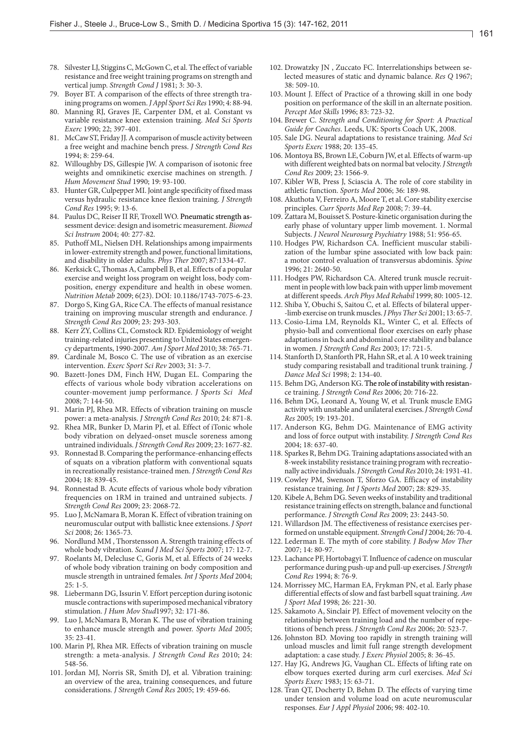78. Silvester LJ, Stiggins C, McGown C, et al. The effect of variable resistance and free weight training programs on strength and vertical jump. *Strength Cond J* 1981; 3: 30-3.
79. Boyer BT. A comparison of the effects of three strength training programs on women. *J Appl Sport Sci Res* 1990; 4: 88-94.
80. Manning RJ, Graves JE, Carpenter DM, et al. Constant vs variable resistance knee extension training. *Med Sci Sports Exerc* 1990; 22; 397-401.
81. McCaw ST, Friday JJ. A comparison of muscle activity between a free weight and machine bench press. *J Strength Cond Res* 1994; 8: 259-64.
82. Willoughby DS, Gillespie JW. A comparison of isotonic free weights and omnikinetic exercise machines on strength. *J Hum Movement Stud* 1990; 19: 93-100.
83. Hunter GR, Culpepper MI. Joint angle specificity of fixed mass versus hydraulic resistance knee flexion training. *J Strength Cond Res* 1995; 9: 13-6.
84. Paulus DC, Reiser II RF, Troxell WO. Pneumatic strength assessment device: design and isometric measurement. *Biomed Sci Instrum* 2004; 40: 277-82.
85. Puthoff ML, Nielsen DH. Relationships among impairments in lower-extremity strength and power, functional limitations, and disability in older adults. *Phys Ther* 2007; 87:1334-47.
86. Kerksick C, Thomas A, Campbell B, et al. Effects of a popular exercise and weight loss program on weight loss, body composition, energy expenditure and health in obese women. *Nutrition Metab* 2009; 6(23). DOI: 10.1186/1743-7075-6-23.
87. Dorgo S, King GA, Rice CA. The effects of manual resistance training on improving muscular strength and endurance. *J Strength Cond Res* 2009; 23: 293-303.
88. Kerr ZY, Collins CL, Comstock RD. Epidemiology of weight training-related injuries presenting to United States emergency departments, 1990-2007. *Am J Sport Med* 2010; 38: 765-71.
89. Cardinale M, Bosco C. The use of vibration as an exercise intervention. *Exerc Sport Sci Rev* 2003; 31: 3-7.
90. Bazett-Jones DM, Finch HW, Dugan EL. Comparing the effects of various whole body vibration accelerations on counter-movement jump performance. *J Sports Sci Med* 2008; 7: 144-50.
91. Marin PJ, Rhea MR. Effects of vibration training on muscle power: a meta-analysis. *J Strength Cond Res* 2010; 24: 871-8.
92. Rhea MR, Bunker D, Marin PJ, et al. Effect of iTonic whole body vibration on delyaed-onset muscle soreness among untrained individuals. *J Strength Cond Res* 2009; 23: 1677-82.
93. Ronnestad B. Comparing the performance-enhancing effects of squats on a vibration platform with conventional squats in recreationally resistance-trained men. *J Strength Cond Res* 2004; 18: 839-45.
94. Ronnestad B. Acute effects of various whole body vibration frequencies on 1RM in trained and untrained subjects. *J Strength Cond Res* 2009; 23: 2068-72.
95. Luo J, McNamara B, Moran K. Effect of vibration training on neuromuscular output with ballistic knee extensions. *J Sport Sci* 2008; 26: 1365-73.
96. Nordlund MM , Thorstensson A. Strength training effects of whole body vibration. *Scand J Med Sci Sports* 2007; 17: 12-7.
97. Roelants M, Delecluse C, Goris M, et al. Effects of 24 weeks of whole body vibration training on body composition and muscle strength in untrained females. *Int J Sports Med* 2004; 25: 1-5.
98. Liebermann DG, Issurin V. Effort perception during isotonic muscle contractions with superimposed mechanical vibratory stimulation. *J Hum Mov Stud*1997; 32: 171-86.
99. Luo J, McNamara B, Moran K. The use of vibration training to enhance muscle strength and power. *Sports Med* 2005; 35: 23-41.
100. Marin PJ, Rhea MR. Effects of vibration training on muscle strength: a meta-analysis. *J Strength Cond Res* 2010; 24: 548-56.
101. Jordan MJ, Norris SR, Smith DJ, et al. Vibration training: an overview of the area, training consequences, and future considerations. *J Strength Cond Res* 2005; 19: 459-66.
102. Drowatzky JN , Zuccato FC. Interrelationships between selected measures of static and dynamic balance. *Res Q* 1967; 38: 509-10.
103. Mount J. Effect of Practice of a throwing skill in one body position on performance of the skill in an alternate position. *Percept Mot Skills* 1996; 83: 723-32.
104. Brewer C. *Strength and Conditioning for Sport: A Practical Guide for Coaches*. Leeds, UK: Sports Coach UK, 2008.
105. Sale DG. Neural adaptations to resistance training. *Med Sci Sports Exerc* 1988; 20: 135-45.
106. Montoya BS, Brown LE, Coburn JW, et al. Effects of warm-up with different weighted bats on normal bat velocity. *J Strength Cond Res* 2009; 23: 1566-9.
107. Kibler WB, Press J, Sciascia A. The role of core stability in athletic function. *Sports Med* 2006; 36: 189-98.
108. Akuthota V, Ferreiro A, Moore T, et al. Core stability exercise principles. *Curr Sports Med Rep* 2008; 7: 39-44.
109. Zattara M, Bouisset S. Posture-kinetic organisation during the early phase of voluntary upper limb movement. 1. Normal Subjects. *J Neurol Neurosurg Psychiatry* 1988; 51: 956-65.
110. Hodges PW, Richardson CA. Inefficient muscular stabilization of the lumbar spine associated with low back pain: a motor control evaluation of transversus abdominis. *Spine* 1996; 21: 2640-50.
111. Hodges PW, Richardson CA. Altered trunk muscle recruitment in people with low back pain with upper limb movement at different speeds. *Arch Phys Med Rehabil* 1999; 80: 1005-12.
112. Shiba Y, Obuchi S, Saitou C, et al. Effects of bilateral upper--limb exercise on trunk muscles. *J Phys Ther Sci* 2001; 13: 65-7.
113. Cosio-Lima LM, Reynolds KL, Winter C, et al. Effects of physio-ball and conventional floor exercises on early phase adaptations in back and abdominal core stability and balance in women. *J Strength Cond Res* 2003; 17: 721-5.
114. Stanforth D, Stanforth PR, Hahn SR, et al. A 10 week training study comparing resistaball and traditional trunk training. *J Dance Med Sci* 1998; 2: 134-40.
115. Behm DG, Anderson KG. The role of instability with resistance training. *J Strength Cond Res* 2006; 20: 716-22.
116. Behm DG, Leonard A, Young W, et al. Trunk muscle EMG activity with unstable and unilateral exercises. *J Strength Cond Res* 2005; 19: 193-201.
117. Anderson KG, Behm DG. Maintenance of EMG activity and loss of force output with instability. *J Strength Cond Res* 2004; 18: 637-40.
118. Sparkes R, Behm DG. Training adaptations associated with an 8-week instability resistance training program with recreationally active individuals. *J Strength Cond Res* 2010; 24: 1931-41.
119. Cowley PM, Swenson T, Sforzo GA. Efficacy of instability resistance training. *Int J Sports Med* 2007; 28: 829-35.
120. Kibele A, Behm DG. Seven weeks of instability and traditional resistance training effects on strength, balance and functional performance. *J Strength Cond Res* 2009; 23: 2443-50.
121. Willardson JM. The effectiveness of resistance exercises performed on unstable equipment. *Strength Cond J* 2004; 26: 70-4.
122. Lederman E. The myth of core stability. *J Bodyw Mov Ther* 2007; 14: 80-97.
123. Lachance PF, Hortobagyi T. Influence of cadence on muscular performance during push-up and pull-up exercises. *J Strength Cond Res* 1994; 8: 76-9.
124. Morrissey MC, Harman EA, Frykman PN, et al. Early phase differential effects of slow and fast barbell squat training. *Am J Sport Med* 1998; 26: 221-30.
125. Sakamoto A, Sinclair PJ. Effect of movement velocity on the relationship between training load and the number of repetitions of bench press. *J Strength Cond Res* 2006; 20: 523-7.
126. Johnston BD. Moving too rapidly in strength training will unload muscles and limit full range strength development adaptation: a case study. *J Exerc Physiol* 2005; 8: 36-45.
127. Hay JG, Andrews JG, Vaughan CL. Effects of lifting rate on elbow torques exerted during arm curl exercises. *Med Sci Sports Exerc* 1983; 15: 63-71.
128. Tran QT, Docherty D, Behm D. The effects of varying time under tension and volume load on acute neuromuscular responses. *Eur J Appl Physiol* 2006; 98: 402-10.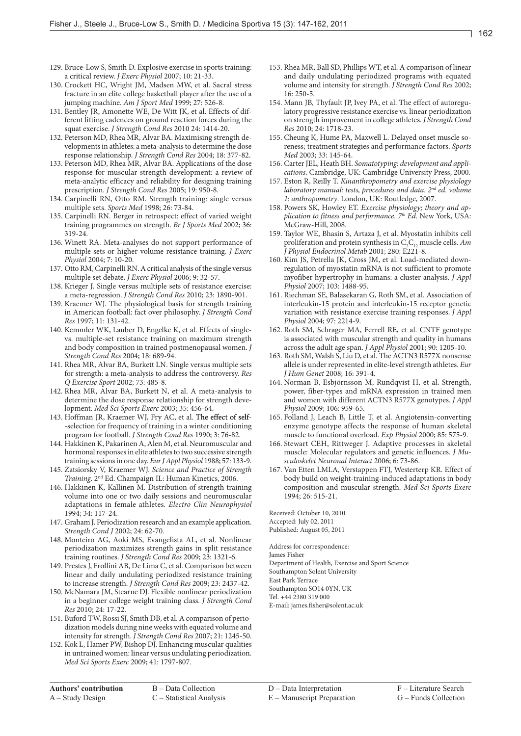129. Bruce-Low S, Smith D. Explosive exercise in sports training: a critical review. *J Exerc Physiol* 2007; 10: 21-33.
130. Crockett HC, Wright JM, Madsen MW, et al. Sacral stress fracture in an elite college basketball player after the use of a jumping machine. *Am J Sport Med* 1999; 27: 526-8.
131. Bentley JR, Amonette WE, De Witt JK, et al. Effects of different lifting cadences on ground reaction forces during the squat exercise. *J Strength Cond Res* 2010 24: 1414-20.
132. Peterson MD, Rhea MR, Alvar BA. Maximising strength developments in athletes: a meta-analysis to determine the dose response relationship. *J Strength Cond Res* 2004; 18: 377-82.
133. Peterson MD, Rhea MR, Alvar BA. Applications of the dose response for muscular strength development: a review of meta-analytic efficacy and reliability for designing training prescription. *J Strength Cond Res* 2005; 19: 950-8.
134. Carpinelli RN, Otto RM. Strength training: single versus multiple sets. *Sports Med* 1998; 26: 73-84.
135. Carpinelli RN. Berger in retrospect: effect of varied weight training programmes on strength. *Br J Sports Med* 2002; 36: 319-24.
136. Winett RA. Meta-analyses do not support performance of multiple sets or higher volume resistance training. *J Exerc Physiol* 2004; 7: 10-20.
137. Otto RM, Carpinelli RN. A critical analysis of the single versus multiple set debate. *J Exerc Physiol* 2006; 9: 32-57.
138. Krieger J. Single versus multiple sets of resistance exercise: a meta-regression. *J Strength Cond Res* 2010; 23: 1890-901.
139. Kraemer WJ. The physiological basis for strength training in American football: fact over philosophy. *J Strength Cond Res* 1997; 11: 131-42.
140. Kemmler WK, Lauber D, Engelke K, et al. Effects of single- vs. multiple-set resistance training on maximum strength and body composition in trained postmenopausal women. *J Strength Cond Res* 2004; 18: 689-94.
141. Rhea MR, Alvar BA, Burkett LN. Single versus multiple sets for strength: a meta-analysis to address the controversy. *Res Q Exercise Sport* 2002; 73: 485-8.
142. Rhea MR, Alvar BA, Burkett N, et al. A meta-analysis to determine the dose response relationship for strength development. *Med Sci Sports Exerc* 2003; 35: 456-64.
143. Hoffman JR, Kraemer WJ, Fry AC, et al. The effect of self--selection for frequency of training in a winter conditioning program for football. *J Strength Cond Res* 1990; 3: 76-82.
144. Hakkinen K, Pakarinen A, Alen M, et al. Neuromuscular and hormonal responses in elite athletes to two successive strength training sessions in one day. *Eur J Appl Physiol* 1988; 57: 133-9.
145. Zatsiorsky V, Kraemer WJ. *Science and Practice of Strength Training*. 2nd Ed. Champaign IL: Human Kinetics, 2006.
146. Hakkinen K, Kallinen M. Distribution of strength training volume into one or two daily sessions and neuromuscular adaptations in female athletes. *Electro Clin Neurophysiol* 1994; 34: 117-24.
147. Graham J. Periodization research and an example application. *Strength Cond J* 2002; 24: 62-70.
148. Monteiro AG, Aoki MS, Evangelista AL, et al. Nonlinear periodization maximizes strength gains in split resistance training routines. *J Strength Cond Res* 2009; 23: 1321-6.
149. Prestes J, Frollini AB, De Lima C, et al. Comparison between linear and daily undulating periodized resistance training to increase strength. *J Strength Cond Res* 2009; 23: 2437-42.
150. McNamara JM, Stearne DJ. Flexible nonlinear periodization in a beginner college weight training class. *J Strength Cond Res* 2010; 24: 17-22.
151. Buford TW, Rossi SJ, Smith DB, et al. A comparison of periodization models during nine weeks with equated volume and intensity for strength. *J Strength Cond Res* 2007; 21: 1245-50.
152. Kok L, Hamer PW, Bishop DJ. Enhancing muscular qualities in untrained women: linear versus undulating periodization. *Med Sci Sports Exerc* 2009; 41: 1797-807.
153. Rhea MR, Ball SD, Phillips WT, et al. A comparison of linear and daily undulating periodized programs with equated volume and intensity for strength. *J Strength Cond Res* 2002; 16: 250-5.
154. Mann JB, Thyfault JP, Ivey PA, et al. The effect of autoregulatory progressive resistance exercise vs. linear periodization on strength improvement in college athletes. *J Strength Cond Res* 2010; 24: 1718-23.
155. Cheung K, Hume PA, Maxwell L. Delayed onset muscle soreness; treatment strategies and performance factors. *Sports Med* 2003; 33: 145-64.
156. Carter JEL, Heath BH. *Somatotyping: development and applications*. Cambridge, UK: Cambridge University Press, 2000.
157. Eston R, Reilly T. *Kinanthropometry and exercise physiology laboratory manual: tests, procedures and data. 2nd ed. volume 1: anthropometry*. London, UK: Routledge, 2007.
158. Powers SK, Howley ET. *Exercise physiology; theory and application to fitness and performance. 7th Ed*. New York, USA: McGraw-Hill, 2008.
159. Taylor WE, Bhasin S, Artaza J, et al. Myostatin inhibits cell proliferation and protein synthesis in $C_2C_{12}$ muscle cells. *Am J Physiol Endocrinol Metab* 2001; 280: E221-8.
160. Kim JS, Petrella JK, Cross JM, et al. Load-mediated downregulation of myostatin mRNA is not sufficient to promote myofiber hypertrophy in humans: a cluster analysis. *J Appl Physiol* 2007; 103: 1488-95.
161. Riechman SE, Balasekaran G, Roth SM, et al. Association of interleukin-15 protein and interleukin-15 receptor genetic variation with resistance exercise training responses. *J Appl Physiol* 2004; 97: 2214-9.
162. Roth SM, Schrager MA, Ferrell RE, et al. CNTF genotype is associated with muscular strength and quality in humans across the adult age span. *J Appl Physiol* 2001; 90: 1205-10.
163. Roth SM, Walsh S, Liu D, et al. The ACTN3 R577X nonsense allele is under represented in elite-level strength athletes. *Eur J Hum Genet* 2008; 16: 391-4.
164. Norman B, Esbjörnsson M, Rundqvist H, et al. Strength, power, fiber-types and mRNA expression in trained men and women with different ACTN3 R577X genotypes. *J Appl Physiol* 2009; 106: 959-65.
165. Folland J, Leach B, Little T, et al. Angiotensin-converting enzyme genotype affects the response of human skeletal muscle to functional overload. *Exp Physiol* 2000; 85: 575-9.
166. Stewart CEH, Rittweger J. Adaptive processes in skeletal muscle: Molecular regulators and genetic influences. *J Musculoskelet Neuronal Interact* 2006; 6: 73-86.
167. Van Etten LMLA, Verstappen FTJ, Westerterp KR. Effect of body build on weight-training-induced adaptations in body composition and muscular strength. *Med Sci Sports Exerc* 1994; 26: 515-21.

Received: October 10, 2010
Accepted: July 02, 2011
Published: August 05, 2011

Address for correspondence:
James Fisher
Department of Health, Exercise and Sport Science
Southampton Solent University
East Park Terrace
Southampton SO14 0YN, UK
Tel. +44 2380 319 000
E-mail: james.fisher@solent.ac.uk

**Authors' contribution**
A – Study Design
B – Data Collection
C – Statistical Analysis
D – Data Interpretation
E – Manuscript Preparation
F – Literature Search
G – Funds Collection